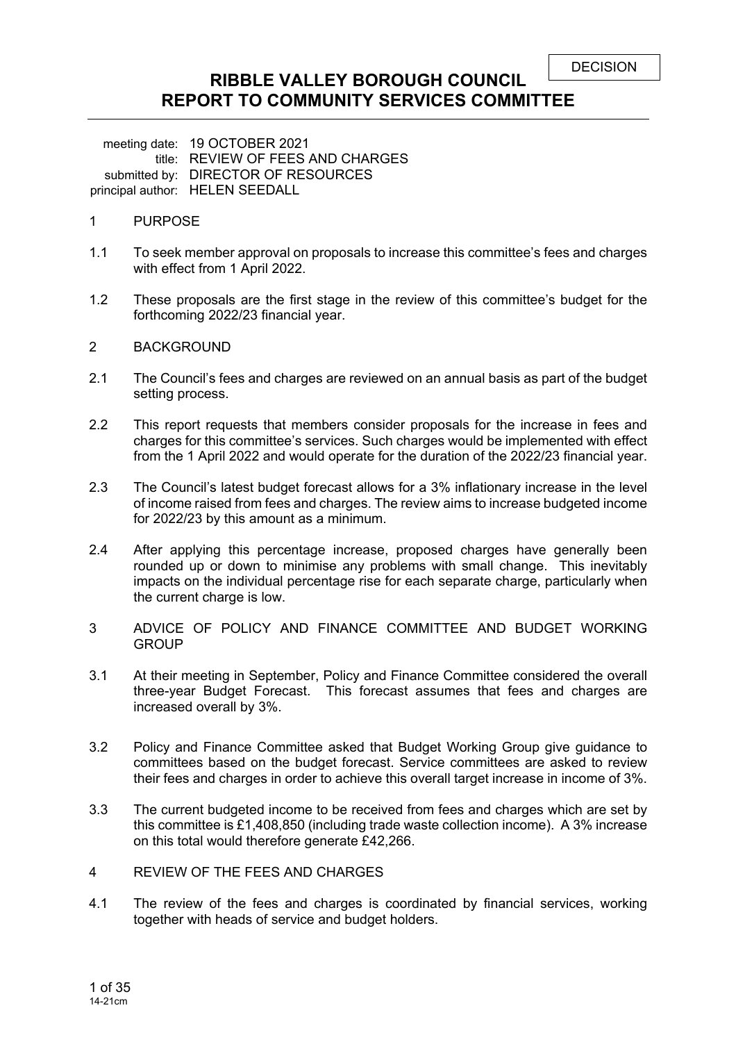DECISION

# RIBBLE VALLEY BOROUGH COUNCIL
# REPORT TO COMMUNITY SERVICES COMMITTEE

meeting date: 19 OCTOBER 2021
title: REVIEW OF FEES AND CHARGES
submitted by: DIRECTOR OF RESOURCES
principal author: HELEN SEEDALL

## 1 PURPOSE

1.1 To seek member approval on proposals to increase this committee's fees and charges with effect from 1 April 2022.

1.2 These proposals are the first stage in the review of this committee's budget for the forthcoming 2022/23 financial year.

## 2 BACKGROUND

2.1 The Council's fees and charges are reviewed on an annual basis as part of the budget setting process.

2.2 This report requests that members consider proposals for the increase in fees and charges for this committee's services. Such charges would be implemented with effect from the 1 April 2022 and would operate for the duration of the 2022/23 financial year.

2.3 The Council's latest budget forecast allows for a 3% inflationary increase in the level of income raised from fees and charges. The review aims to increase budgeted income for 2022/23 by this amount as a minimum.

2.4 After applying this percentage increase, proposed charges have generally been rounded up or down to minimise any problems with small change. This inevitably impacts on the individual percentage rise for each separate charge, particularly when the current charge is low.

## 3 ADVICE OF POLICY AND FINANCE COMMITTEE AND BUDGET WORKING GROUP

3.1 At their meeting in September, Policy and Finance Committee considered the overall three-year Budget Forecast. This forecast assumes that fees and charges are increased overall by 3%.

3.2 Policy and Finance Committee asked that Budget Working Group give guidance to committees based on the budget forecast. Service committees are asked to review their fees and charges in order to achieve this overall target increase in income of 3%.

3.3 The current budgeted income to be received from fees and charges which are set by this committee is £1,408,850 (including trade waste collection income). A 3% increase on this total would therefore generate £42,266.

## 4 REVIEW OF THE FEES AND CHARGES

4.1 The review of the fees and charges is coordinated by financial services, working together with heads of service and budget holders.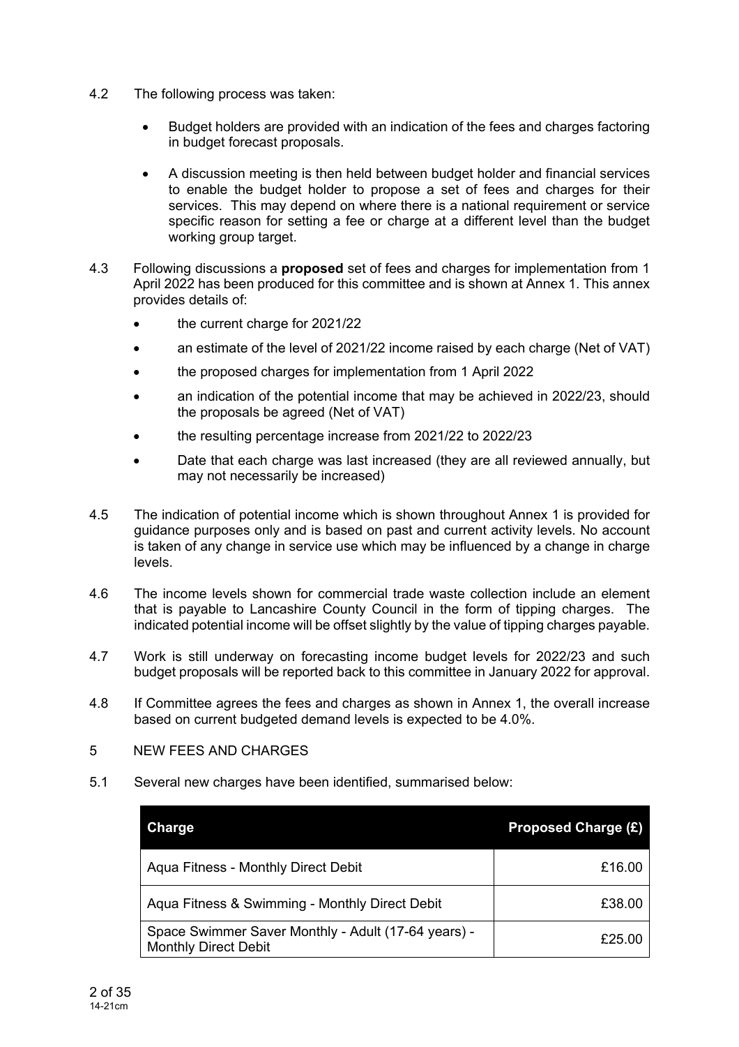4.2 The following process was taken:

- Budget holders are provided with an indication of the fees and charges factoring in budget forecast proposals.
- A discussion meeting is then held between budget holder and financial services to enable the budget holder to propose a set of fees and charges for their services. This may depend on where there is a national requirement or service specific reason for setting a fee or charge at a different level than the budget working group target.

4.3 Following discussions a **proposed** set of fees and charges for implementation from 1 April 2022 has been produced for this committee and is shown at Annex 1. This annex provides details of:

- the current charge for 2021/22
- an estimate of the level of 2021/22 income raised by each charge (Net of VAT)
- the proposed charges for implementation from 1 April 2022
- an indication of the potential income that may be achieved in 2022/23, should the proposals be agreed (Net of VAT)
- the resulting percentage increase from 2021/22 to 2022/23
- Date that each charge was last increased (they are all reviewed annually, but may not necessarily be increased)

4.5 The indication of potential income which is shown throughout Annex 1 is provided for guidance purposes only and is based on past and current activity levels. No account is taken of any change in service use which may be influenced by a change in charge levels.

4.6 The income levels shown for commercial trade waste collection include an element that is payable to Lancashire County Council in the form of tipping charges. The indicated potential income will be offset slightly by the value of tipping charges payable.

4.7 Work is still underway on forecasting income budget levels for 2022/23 and such budget proposals will be reported back to this committee in January 2022 for approval.

4.8 If Committee agrees the fees and charges as shown in Annex 1, the overall increase based on current budgeted demand levels is expected to be 4.0%.

## 5 NEW FEES AND CHARGES

5.1 Several new charges have been identified, summarised below:

| Charge | Proposed Charge (£) |
|---|---:|
| Aqua Fitness - Monthly Direct Debit | £16.00 |
| Aqua Fitness & Swimming - Monthly Direct Debit | £38.00 |
| Space Swimmer Saver Monthly - Adult (17-64 years) - Monthly Direct Debit | £25.00 |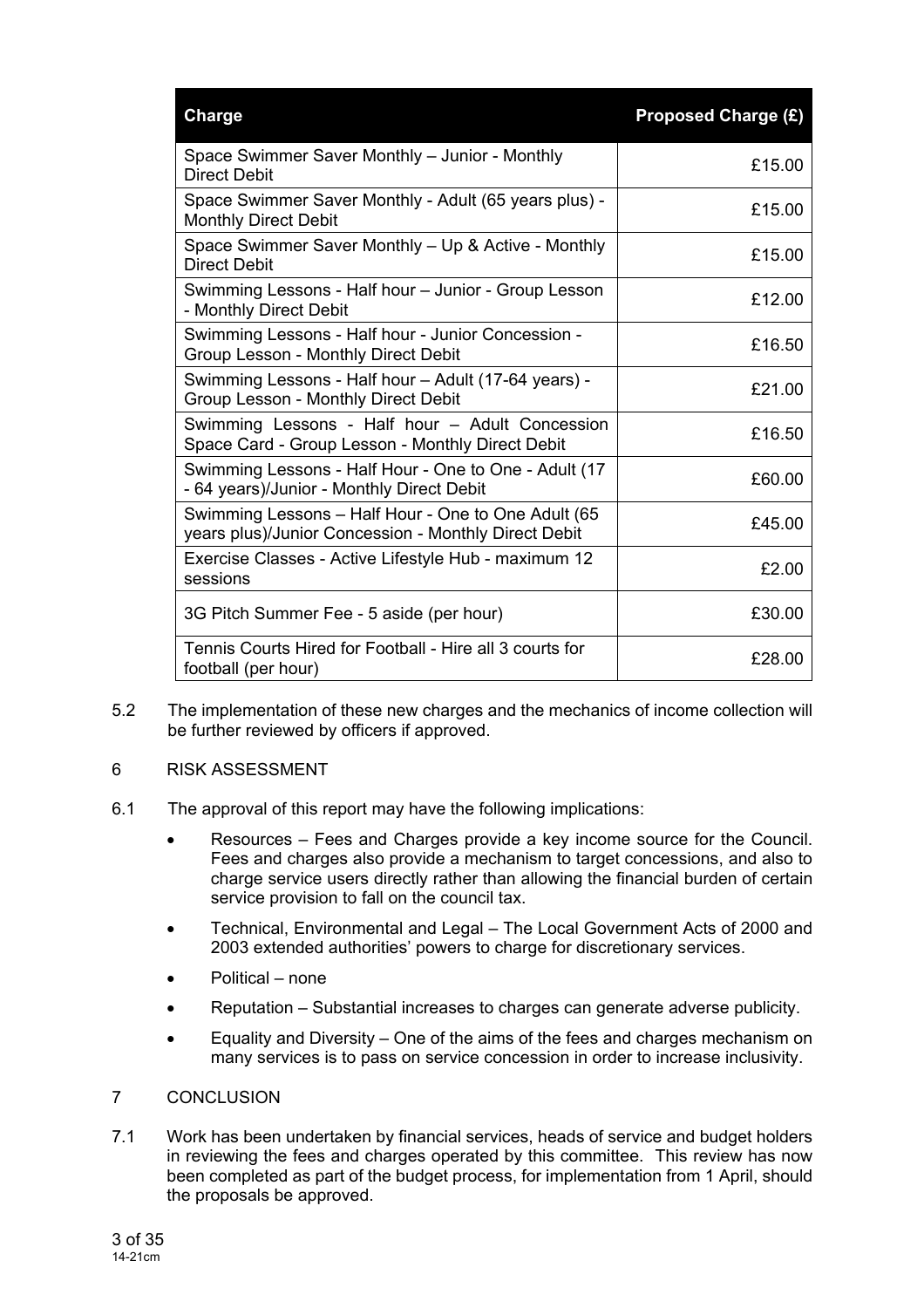| Charge | Proposed Charge (£) |
|---|---|
| Space Swimmer Saver Monthly – Junior - Monthly Direct Debit | £15.00 |
| Space Swimmer Saver Monthly - Adult (65 years plus) - Monthly Direct Debit | £15.00 |
| Space Swimmer Saver Monthly – Up & Active - Monthly Direct Debit | £15.00 |
| Swimming Lessons - Half hour – Junior - Group Lesson - Monthly Direct Debit | £12.00 |
| Swimming Lessons - Half hour - Junior Concession - Group Lesson - Monthly Direct Debit | £16.50 |
| Swimming Lessons - Half hour – Adult (17-64 years) - Group Lesson - Monthly Direct Debit | £21.00 |
| Swimming Lessons - Half hour – Adult Concession Space Card - Group Lesson - Monthly Direct Debit | £16.50 |
| Swimming Lessons - Half Hour - One to One - Adult (17 - 64 years)/Junior - Monthly Direct Debit | £60.00 |
| Swimming Lessons – Half Hour - One to One Adult (65 years plus)/Junior Concession - Monthly Direct Debit | £45.00 |
| Exercise Classes - Active Lifestyle Hub - maximum 12 sessions | £2.00 |
| 3G Pitch Summer Fee - 5 aside (per hour) | £30.00 |
| Tennis Courts Hired for Football - Hire all 3 courts for football (per hour) | £28.00 |

5.2 The implementation of these new charges and the mechanics of income collection will be further reviewed by officers if approved.

## 6 RISK ASSESSMENT

6.1 The approval of this report may have the following implications:

- Resources – Fees and Charges provide a key income source for the Council. Fees and charges also provide a mechanism to target concessions, and also to charge service users directly rather than allowing the financial burden of certain service provision to fall on the council tax.
- Technical, Environmental and Legal – The Local Government Acts of 2000 and 2003 extended authorities' powers to charge for discretionary services.
- Political – none
- Reputation – Substantial increases to charges can generate adverse publicity.
- Equality and Diversity – One of the aims of the fees and charges mechanism on many services is to pass on service concession in order to increase inclusivity.

## 7 CONCLUSION

7.1 Work has been undertaken by financial services, heads of service and budget holders in reviewing the fees and charges operated by this committee. This review has now been completed as part of the budget process, for implementation from 1 April, should the proposals be approved.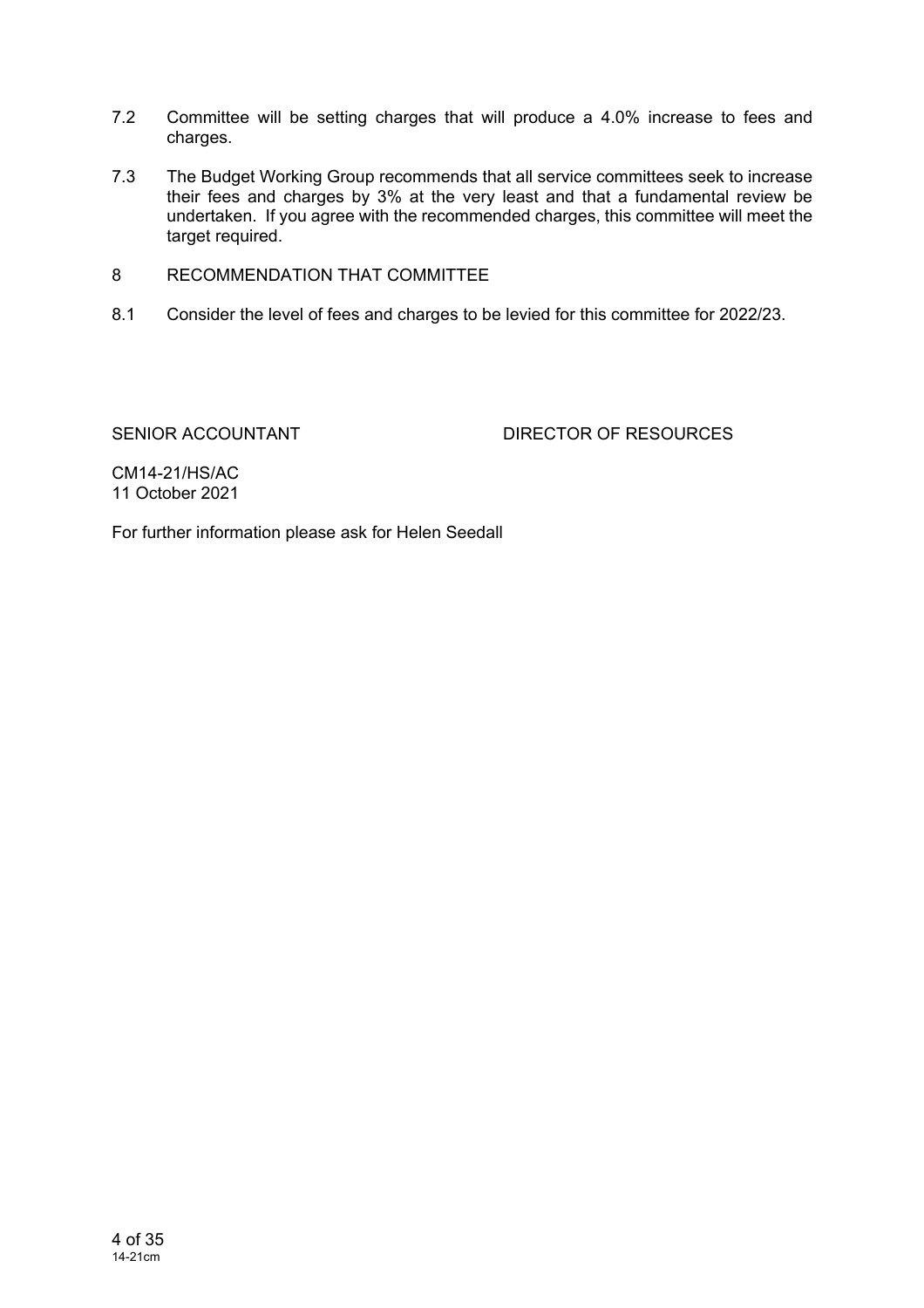7.2 Committee will be setting charges that will produce a 4.0% increase to fees and charges.

7.3 The Budget Working Group recommends that all service committees seek to increase their fees and charges by 3% at the very least and that a fundamental review be undertaken. If you agree with the recommended charges, this committee will meet the target required.

## 8 RECOMMENDATION THAT COMMITTEE

8.1 Consider the level of fees and charges to be levied for this committee for 2022/23.

SENIOR ACCOUNTANT DIRECTOR OF RESOURCES

CM14-21/HS/AC
11 October 2021

For further information please ask for Helen Seedall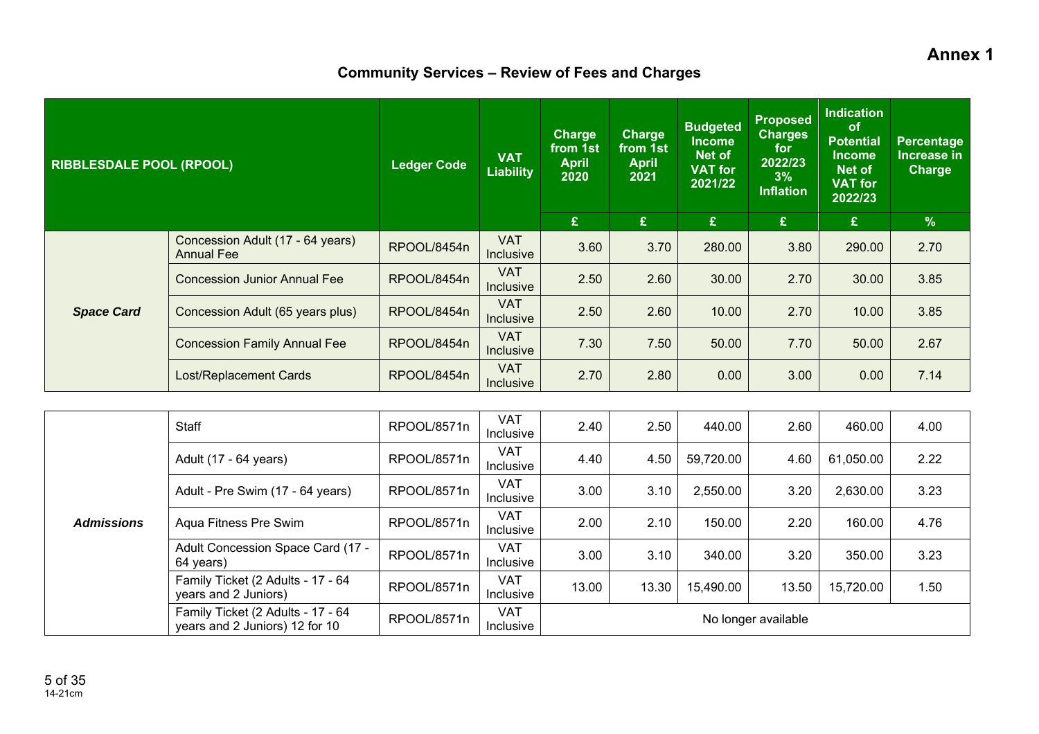# Annex 1

## Community Services – Review of Fees and Charges

| RIBBLESDALE POOL (RPOOL) | | Ledger Code | VAT Liability | Charge from 1st April 2020 | Charge from 1st April 2021 | Budgeted Income Net of VAT for 2021/22 | Proposed Charges for 2022/23 3% Inflation | Indication of Potential Income Net of VAT for 2022/23 | Percentage Increase in Charge |
|---|---|---|---|---|---|---|---|---|---|
| | | | | £ | £ | £ | £ | £ | % |
| ***Space Card*** | Concession Adult (17 - 64 years) Annual Fee | RPOOL/8454n | VAT Inclusive | 3.60 | 3.70 | 280.00 | 3.80 | 290.00 | 2.70 |
| | Concession Junior Annual Fee | RPOOL/8454n | VAT Inclusive | 2.50 | 2.60 | 30.00 | 2.70 | 30.00 | 3.85 |
| | Concession Adult (65 years plus) | RPOOL/8454n | VAT Inclusive | 2.50 | 2.60 | 10.00 | 2.70 | 10.00 | 3.85 |
| | Concession Family Annual Fee | RPOOL/8454n | VAT Inclusive | 7.30 | 7.50 | 50.00 | 7.70 | 50.00 | 2.67 |
| | Lost/Replacement Cards | RPOOL/8454n | VAT Inclusive | 2.70 | 2.80 | 0.00 | 3.00 | 0.00 | 7.14 |
| ***Admissions*** | Staff | RPOOL/8571n | VAT Inclusive | 2.40 | 2.50 | 440.00 | 2.60 | 460.00 | 4.00 |
| | Adult (17 - 64 years) | RPOOL/8571n | VAT Inclusive | 4.40 | 4.50 | 59,720.00 | 4.60 | 61,050.00 | 2.22 |
| | Adult - Pre Swim (17 - 64 years) | RPOOL/8571n | VAT Inclusive | 3.00 | 3.10 | 2,550.00 | 3.20 | 2,630.00 | 3.23 |
| | Aqua Fitness Pre Swim | RPOOL/8571n | VAT Inclusive | 2.00 | 2.10 | 150.00 | 2.20 | 160.00 | 4.76 |
| | Adult Concession Space Card (17 - 64 years) | RPOOL/8571n | VAT Inclusive | 3.00 | 3.10 | 340.00 | 3.20 | 350.00 | 3.23 |
| | Family Ticket (2 Adults - 17 - 64 years and 2 Juniors) | RPOOL/8571n | VAT Inclusive | 13.00 | 13.30 | 15,490.00 | 13.50 | 15,720.00 | 1.50 |
| | Family Ticket (2 Adults - 17 - 64 years and 2 Juniors) 12 for 10 | RPOOL/8571n | VAT Inclusive | No longer available | | | | | |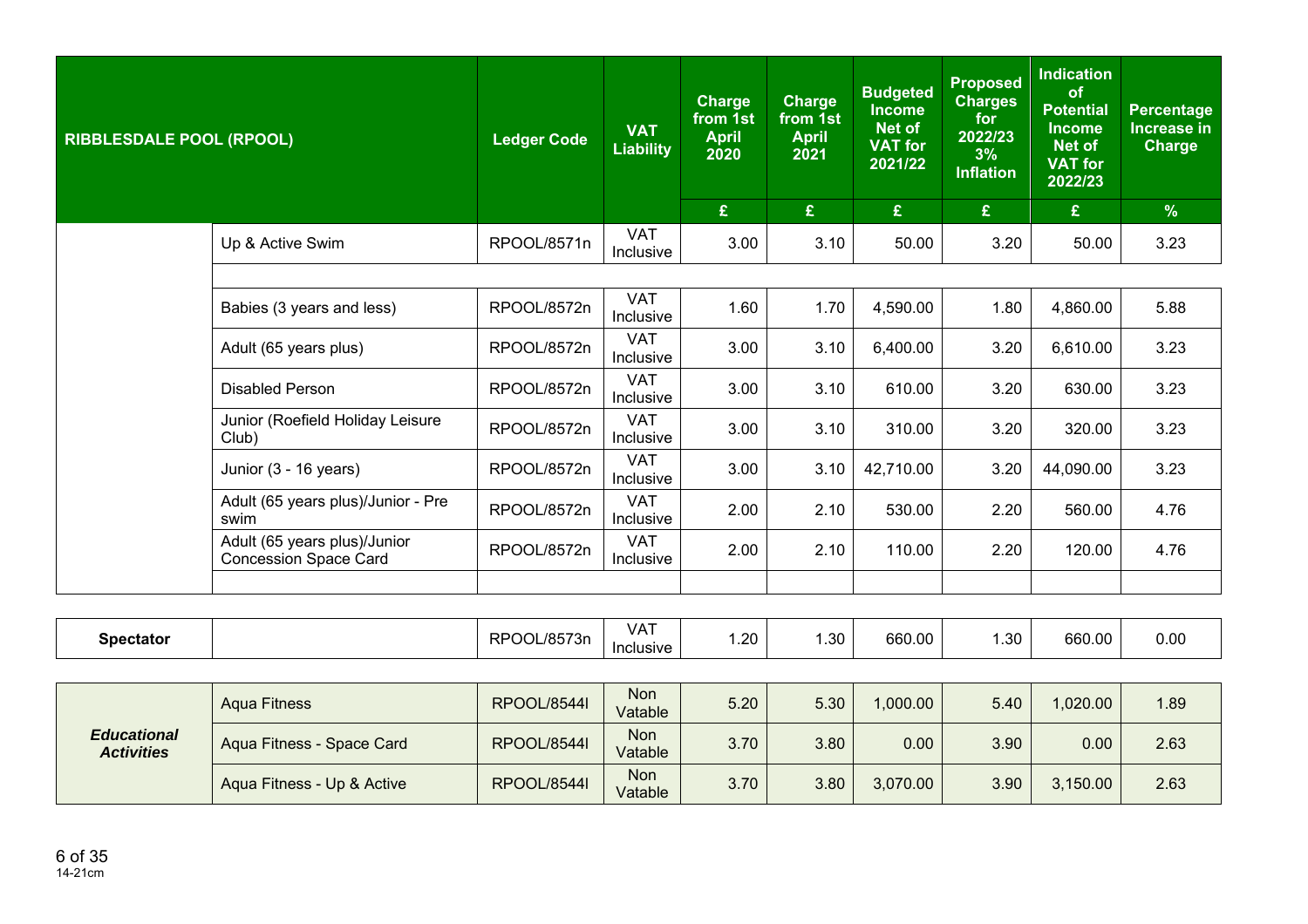| RIBBLESDALE POOL (RPOOL) | | Ledger Code | VAT Liability | Charge from 1st April 2020 | Charge from 1st April 2021 | Budgeted Income Net of VAT for 2021/22 | Proposed Charges for 2022/23 3% Inflation | Indication of Potential Income Net of VAT for 2022/23 | Percentage Increase in Charge |
|---|---|---|---|---|---|---|---|---|---|
| | | | | £ | £ | £ | £ | £ | % |
| | Up & Active Swim | RPOOL/8571n | VAT Inclusive | 3.00 | 3.10 | 50.00 | 3.20 | 50.00 | 3.23 |
| | | | | | | | | | |
| | Babies (3 years and less) | RPOOL/8572n | VAT Inclusive | 1.60 | 1.70 | 4,590.00 | 1.80 | 4,860.00 | 5.88 |
| | Adult (65 years plus) | RPOOL/8572n | VAT Inclusive | 3.00 | 3.10 | 6,400.00 | 3.20 | 6,610.00 | 3.23 |
| | Disabled Person | RPOOL/8572n | VAT Inclusive | 3.00 | 3.10 | 610.00 | 3.20 | 630.00 | 3.23 |
| | Junior (Roefield Holiday Leisure Club) | RPOOL/8572n | VAT Inclusive | 3.00 | 3.10 | 310.00 | 3.20 | 320.00 | 3.23 |
| | Junior (3 - 16 years) | RPOOL/8572n | VAT Inclusive | 3.00 | 3.10 | 42,710.00 | 3.20 | 44,090.00 | 3.23 |
| | Adult (65 years plus)/Junior - Pre swim | RPOOL/8572n | VAT Inclusive | 2.00 | 2.10 | 530.00 | 2.20 | 560.00 | 4.76 |
| | Adult (65 years plus)/Junior Concession Space Card | RPOOL/8572n | VAT Inclusive | 2.00 | 2.10 | 110.00 | 2.20 | 120.00 | 4.76 |
| | | | | | | | | | |
| **Spectator** | | RPOOL/8573n | VAT Inclusive | 1.20 | 1.30 | 660.00 | 1.30 | 660.00 | 0.00 |
| ***Educational Activities*** | Aqua Fitness | RPOOL/8544l | Non Vatable | 5.20 | 5.30 | 1,000.00 | 5.40 | 1,020.00 | 1.89 |
| | Aqua Fitness - Space Card | RPOOL/8544l | Non Vatable | 3.70 | 3.80 | 0.00 | 3.90 | 0.00 | 2.63 |
| | Aqua Fitness - Up & Active | RPOOL/8544l | Non Vatable | 3.70 | 3.80 | 3,070.00 | 3.90 | 3,150.00 | 2.63 |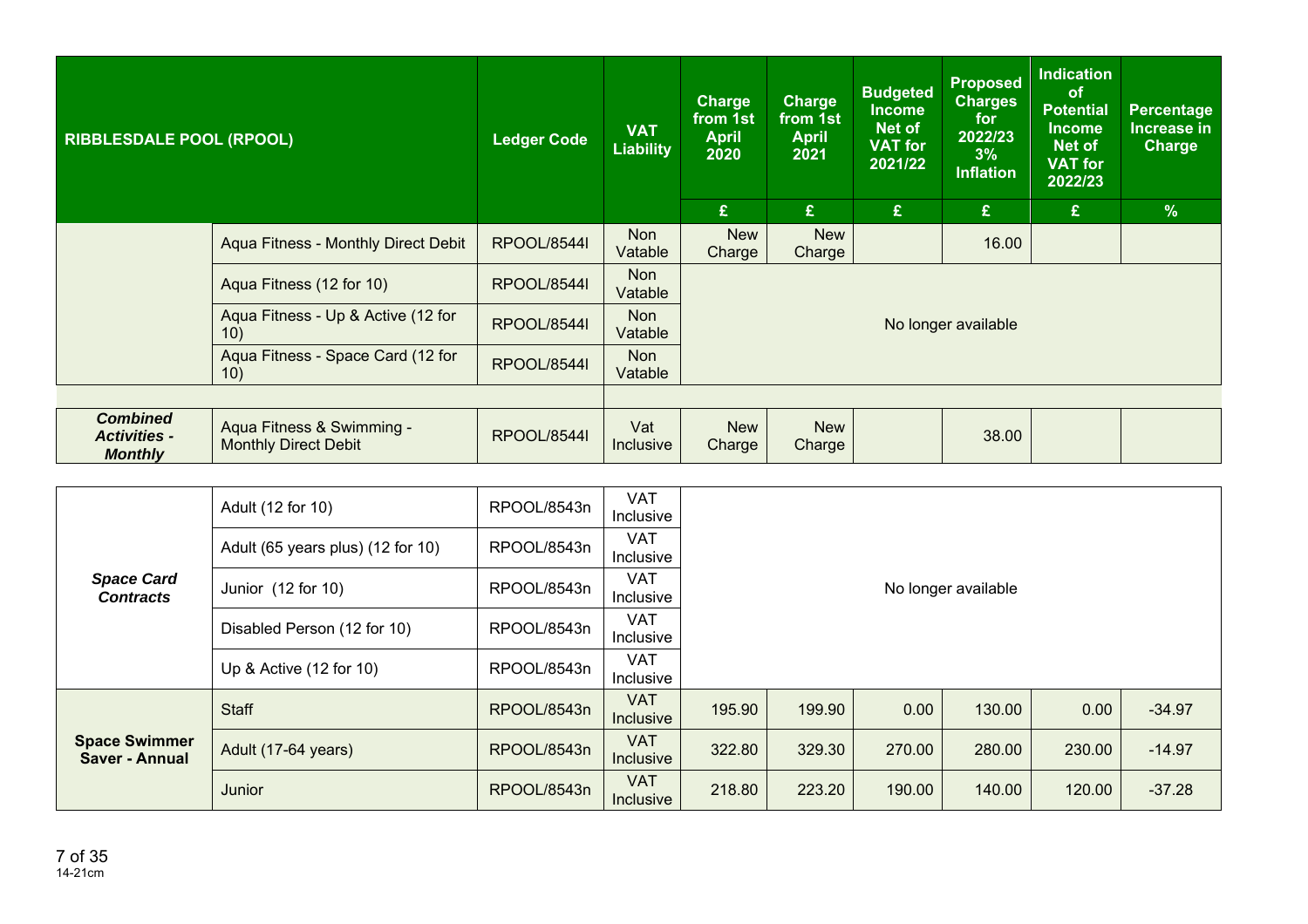| RIBBLESDALE POOL (RPOOL) | | Ledger Code | VAT Liability | Charge from 1st April 2020 | Charge from 1st April 2021 | Budgeted Income Net of VAT for 2021/22 | Proposed Charges for 2022/23 3% Inflation | Indication of Potential Income Net of VAT for 2022/23 | Percentage Increase in Charge |
|---|---|---|---|---|---|---|---|---|---|
| | | | | £ | £ | £ | £ | £ | % |
| | Aqua Fitness - Monthly Direct Debit | RPOOL/8544I | Non Vatable | New Charge | New Charge | | 16.00 | | |
| | Aqua Fitness (12 for 10) | RPOOL/8544I | Non Vatable | No longer available | | | | | |
| | Aqua Fitness - Up & Active (12 for 10) | RPOOL/8544I | Non Vatable | No longer available | | | | | |
| | Aqua Fitness - Space Card (12 for 10) | RPOOL/8544I | Non Vatable | No longer available | | | | | |
| | | | | | | | | | |
| ***Combined Activities - Monthly*** | Aqua Fitness & Swimming - Monthly Direct Debit | RPOOL/8544I | Vat Inclusive | New Charge | New Charge | | 38.00 | | |

| | | | | | | | | | |
|---|---|---|---|---|---|---|---|---|---|
| ***Space Card Contracts*** | Adult (12 for 10) | RPOOL/8543n | VAT Inclusive | No longer available | | | | | |
| | Adult (65 years plus) (12 for 10) | RPOOL/8543n | VAT Inclusive | No longer available | | | | | |
| | Junior (12 for 10) | RPOOL/8543n | VAT Inclusive | No longer available | | | | | |
| | Disabled Person (12 for 10) | RPOOL/8543n | VAT Inclusive | No longer available | | | | | |
| | Up & Active (12 for 10) | RPOOL/8543n | VAT Inclusive | No longer available | | | | | |
| **Space Swimmer Saver - Annual** | Staff | RPOOL/8543n | VAT Inclusive | 195.90 | 199.90 | 0.00 | 130.00 | 0.00 | -34.97 |
| | Adult (17-64 years) | RPOOL/8543n | VAT Inclusive | 322.80 | 329.30 | 270.00 | 280.00 | 230.00 | -14.97 |
| | Junior | RPOOL/8543n | VAT Inclusive | 218.80 | 223.20 | 190.00 | 140.00 | 120.00 | -37.28 |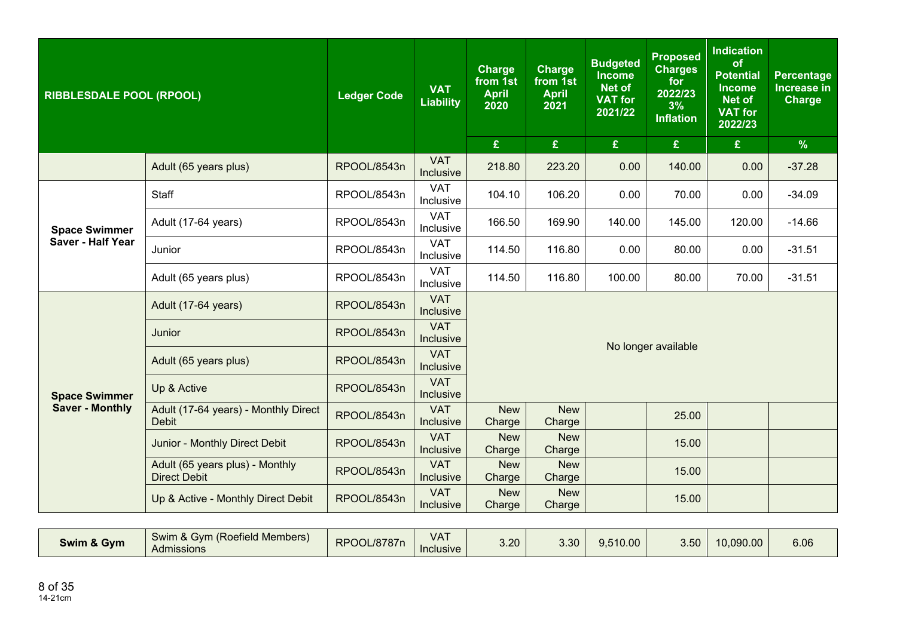| RIBBLESDALE POOL (RPOOL) | | Ledger Code | VAT Liability | Charge from 1st April 2020 | Charge from 1st April 2021 | Budgeted Income Net of VAT for 2021/22 | Proposed Charges for 2022/23 3% Inflation | Indication of Potential Income Net of VAT for 2022/23 | Percentage Increase in Charge |
|---|---|---|---|---|---|---|---|---|---|
| | | | | £ | £ | £ | £ | £ | % |
| | Adult (65 years plus) | RPOOL/8543n | VAT Inclusive | 218.80 | 223.20 | 0.00 | 140.00 | 0.00 | -37.28 |
| Space Swimmer Saver - Half Year | Staff | RPOOL/8543n | VAT Inclusive | 104.10 | 106.20 | 0.00 | 70.00 | 0.00 | -34.09 |
| | Adult (17-64 years) | RPOOL/8543n | VAT Inclusive | 166.50 | 169.90 | 140.00 | 145.00 | 120.00 | -14.66 |
| | Junior | RPOOL/8543n | VAT Inclusive | 114.50 | 116.80 | 0.00 | 80.00 | 0.00 | -31.51 |
| | Adult (65 years plus) | RPOOL/8543n | VAT Inclusive | 114.50 | 116.80 | 100.00 | 80.00 | 70.00 | -31.51 |
| Space Swimmer Saver - Monthly | Adult (17-64 years) | RPOOL/8543n | VAT Inclusive | No longer available | | | | | |
| | Junior | RPOOL/8543n | VAT Inclusive | No longer available | | | | | |
| | Adult (65 years plus) | RPOOL/8543n | VAT Inclusive | No longer available | | | | | |
| | Up & Active | RPOOL/8543n | VAT Inclusive | No longer available | | | | | |
| | Adult (17-64 years) - Monthly Direct Debit | RPOOL/8543n | VAT Inclusive | New Charge | New Charge | | 25.00 | | |
| | Junior - Monthly Direct Debit | RPOOL/8543n | VAT Inclusive | New Charge | New Charge | | 15.00 | | |
| | Adult (65 years plus) - Monthly Direct Debit | RPOOL/8543n | VAT Inclusive | New Charge | New Charge | | 15.00 | | |
| | Up & Active - Monthly Direct Debit | RPOOL/8543n | VAT Inclusive | New Charge | New Charge | | 15.00 | | |
| Swim & Gym | Swim & Gym (Roefield Members) Admissions | RPOOL/8787n | VAT Inclusive | 3.20 | 3.30 | 9,510.00 | 3.50 | 10,090.00 | 6.06 |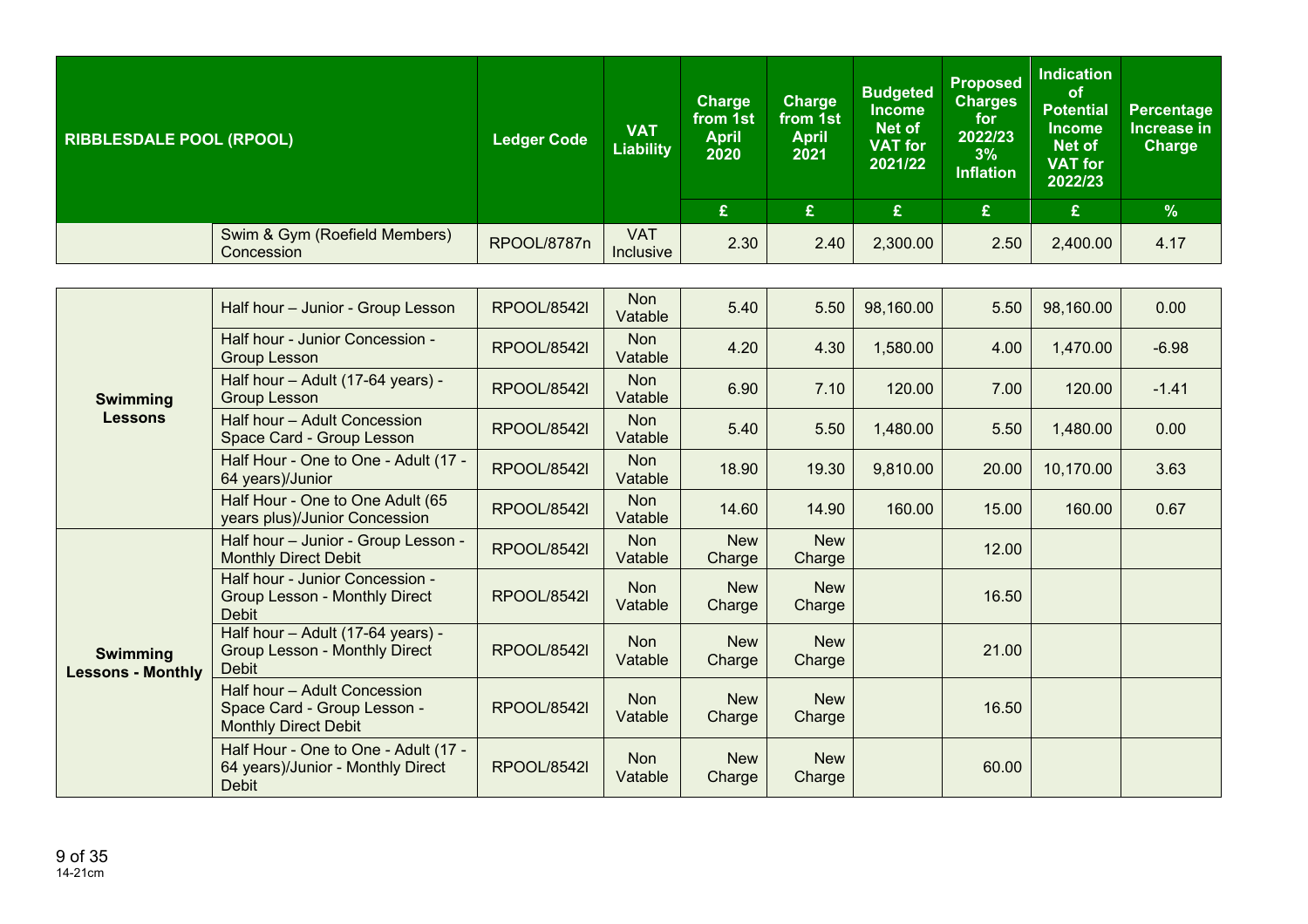| RIBBLESDALE POOL (RPOOL) | | Ledger Code | VAT Liability | Charge from 1st April 2020 | Charge from 1st April 2021 | Budgeted Income Net of VAT for 2021/22 | Proposed Charges for 2022/23 3% Inflation | Indication of Potential Income Net of VAT for 2022/23 | Percentage Increase in Charge |
|---|---|---|---|---|---|---|---|---|---|
| | | | | £ | £ | £ | £ | £ | % |
| | Swim & Gym (Roefield Members) Concession | RPOOL/8787n | VAT Inclusive | 2.30 | 2.40 | 2,300.00 | 2.50 | 2,400.00 | 4.17 |
| **Swimming Lessons** | Half hour – Junior - Group Lesson | RPOOL/8542l | Non Vatable | 5.40 | 5.50 | 98,160.00 | 5.50 | 98,160.00 | 0.00 |
| | Half hour - Junior Concession - Group Lesson | RPOOL/8542l | Non Vatable | 4.20 | 4.30 | 1,580.00 | 4.00 | 1,470.00 | -6.98 |
| | Half hour – Adult (17-64 years) - Group Lesson | RPOOL/8542l | Non Vatable | 6.90 | 7.10 | 120.00 | 7.00 | 120.00 | -1.41 |
| | Half hour – Adult Concession Space Card - Group Lesson | RPOOL/8542l | Non Vatable | 5.40 | 5.50 | 1,480.00 | 5.50 | 1,480.00 | 0.00 |
| | Half Hour - One to One - Adult (17 - 64 years)/Junior | RPOOL/8542l | Non Vatable | 18.90 | 19.30 | 9,810.00 | 20.00 | 10,170.00 | 3.63 |
| | Half Hour - One to One Adult (65 years plus)/Junior Concession | RPOOL/8542l | Non Vatable | 14.60 | 14.90 | 160.00 | 15.00 | 160.00 | 0.67 |
| **Swimming Lessons - Monthly** | Half hour – Junior - Group Lesson - Monthly Direct Debit | RPOOL/8542l | Non Vatable | New Charge | New Charge | | 12.00 | | |
| | Half hour - Junior Concession - Group Lesson - Monthly Direct Debit | RPOOL/8542l | Non Vatable | New Charge | New Charge | | 16.50 | | |
| | Half hour – Adult (17-64 years) - Group Lesson - Monthly Direct Debit | RPOOL/8542l | Non Vatable | New Charge | New Charge | | 21.00 | | |
| | Half hour – Adult Concession Space Card - Group Lesson - Monthly Direct Debit | RPOOL/8542l | Non Vatable | New Charge | New Charge | | 16.50 | | |
| | Half Hour - One to One - Adult (17 - 64 years)/Junior - Monthly Direct Debit | RPOOL/8542l | Non Vatable | New Charge | New Charge | | 60.00 | | |

14-21cm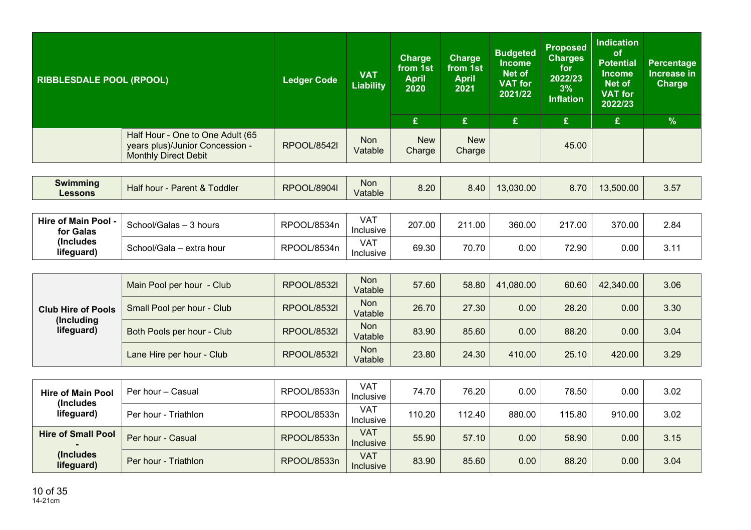| RIBBLESDALE POOL (RPOOL) | | Ledger Code | VAT Liability | Charge from 1st April 2020 | Charge from 1st April 2021 | Budgeted Income Net of VAT for 2021/22 | Proposed Charges for 2022/23 3% Inflation | Indication of Potential Income Net of VAT for 2022/23 | Percentage Increase in Charge |
|---|---|---|---|---|---|---|---|---|---|
| | | | | £ | £ | £ | £ | £ | % |
| | Half Hour - One to One Adult (65 years plus)/Junior Concession - Monthly Direct Debit | RPOOL/8542l | Non Vatable | New Charge | New Charge | | 45.00 | | |
| **Swimming Lessons** | Half hour - Parent & Toddler | RPOOL/8904l | Non Vatable | 8.20 | 8.40 | 13,030.00 | 8.70 | 13,500.00 | 3.57 |
| **Hire of Main Pool - for Galas (Includes lifeguard)** | School/Galas – 3 hours | RPOOL/8534n | VAT Inclusive | 207.00 | 211.00 | 360.00 | 217.00 | 370.00 | 2.84 |
| | School/Gala – extra hour | RPOOL/8534n | VAT Inclusive | 69.30 | 70.70 | 0.00 | 72.90 | 0.00 | 3.11 |
| **Club Hire of Pools (Including lifeguard)** | Main Pool per hour - Club | RPOOL/8532l | Non Vatable | 57.60 | 58.80 | 41,080.00 | 60.60 | 42,340.00 | 3.06 |
| | Small Pool per hour - Club | RPOOL/8532l | Non Vatable | 26.70 | 27.30 | 0.00 | 28.20 | 0.00 | 3.30 |
| | Both Pools per hour - Club | RPOOL/8532l | Non Vatable | 83.90 | 85.60 | 0.00 | 88.20 | 0.00 | 3.04 |
| | Lane Hire per hour - Club | RPOOL/8532l | Non Vatable | 23.80 | 24.30 | 410.00 | 25.10 | 420.00 | 3.29 |
| **Hire of Main Pool (Includes lifeguard)** | Per hour – Casual | RPOOL/8533n | VAT Inclusive | 74.70 | 76.20 | 0.00 | 78.50 | 0.00 | 3.02 |
| | Per hour - Triathlon | RPOOL/8533n | VAT Inclusive | 110.20 | 112.40 | 880.00 | 115.80 | 910.00 | 3.02 |
| **Hire of Small Pool - (Includes lifeguard)** | Per hour - Casual | RPOOL/8533n | VAT Inclusive | 55.90 | 57.10 | 0.00 | 58.90 | 0.00 | 3.15 |
| | Per hour - Triathlon | RPOOL/8533n | VAT Inclusive | 83.90 | 85.60 | 0.00 | 88.20 | 0.00 | 3.04 |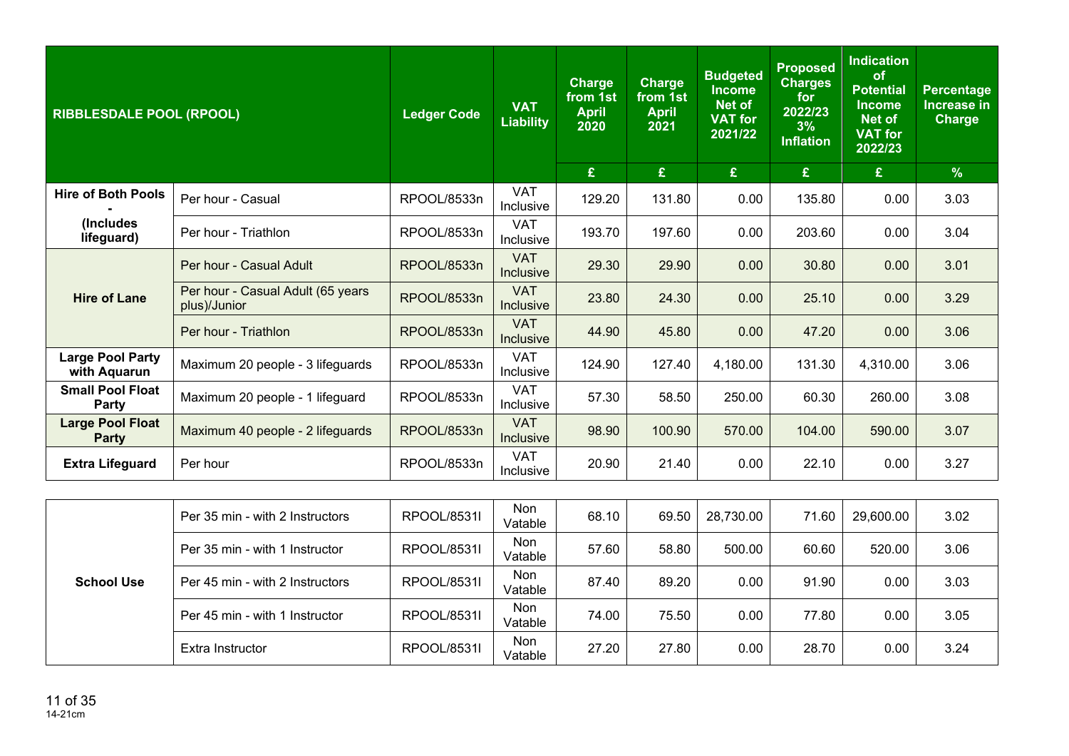| RIBBLESDALE POOL (RPOOL) | | Ledger Code | VAT Liability | Charge from 1st April 2020 | Charge from 1st April 2021 | Budgeted Income Net of VAT for 2021/22 | Proposed Charges for 2022/23 3% Inflation | Indication of Potential Income Net of VAT for 2022/23 | Percentage Increase in Charge |
|---|---|---|---|---|---|---|---|---|---|
| | | | | £ | £ | £ | £ | £ | % |
| Hire of Both Pools - (Includes lifeguard) | Per hour - Casual | RPOOL/8533n | VAT Inclusive | 129.20 | 131.80 | 0.00 | 135.80 | 0.00 | 3.03 |
| | Per hour - Triathlon | RPOOL/8533n | VAT Inclusive | 193.70 | 197.60 | 0.00 | 203.60 | 0.00 | 3.04 |
| Hire of Lane | Per hour - Casual Adult | RPOOL/8533n | VAT Inclusive | 29.30 | 29.90 | 0.00 | 30.80 | 0.00 | 3.01 |
| | Per hour - Casual Adult (65 years plus)/Junior | RPOOL/8533n | VAT Inclusive | 23.80 | 24.30 | 0.00 | 25.10 | 0.00 | 3.29 |
| | Per hour - Triathlon | RPOOL/8533n | VAT Inclusive | 44.90 | 45.80 | 0.00 | 47.20 | 0.00 | 3.06 |
| Large Pool Party with Aquarun | Maximum 20 people - 3 lifeguards | RPOOL/8533n | VAT Inclusive | 124.90 | 127.40 | 4,180.00 | 131.30 | 4,310.00 | 3.06 |
| Small Pool Float Party | Maximum 20 people - 1 lifeguard | RPOOL/8533n | VAT Inclusive | 57.30 | 58.50 | 250.00 | 60.30 | 260.00 | 3.08 |
| Large Pool Float Party | Maximum 40 people - 2 lifeguards | RPOOL/8533n | VAT Inclusive | 98.90 | 100.90 | 570.00 | 104.00 | 590.00 | 3.07 |
| Extra Lifeguard | Per hour | RPOOL/8533n | VAT Inclusive | 20.90 | 21.40 | 0.00 | 22.10 | 0.00 | 3.27 |
| School Use | Per 35 min - with 2 Instructors | RPOOL/8531l | Non Vatable | 68.10 | 69.50 | 28,730.00 | 71.60 | 29,600.00 | 3.02 |
| | Per 35 min - with 1 Instructor | RPOOL/8531l | Non Vatable | 57.60 | 58.80 | 500.00 | 60.60 | 520.00 | 3.06 |
| | Per 45 min - with 2 Instructors | RPOOL/8531l | Non Vatable | 87.40 | 89.20 | 0.00 | 91.90 | 0.00 | 3.03 |
| | Per 45 min - with 1 Instructor | RPOOL/8531l | Non Vatable | 74.00 | 75.50 | 0.00 | 77.80 | 0.00 | 3.05 |
| | Extra Instructor | RPOOL/8531l | Non Vatable | 27.20 | 27.80 | 0.00 | 28.70 | 0.00 | 3.24 |

14-21cm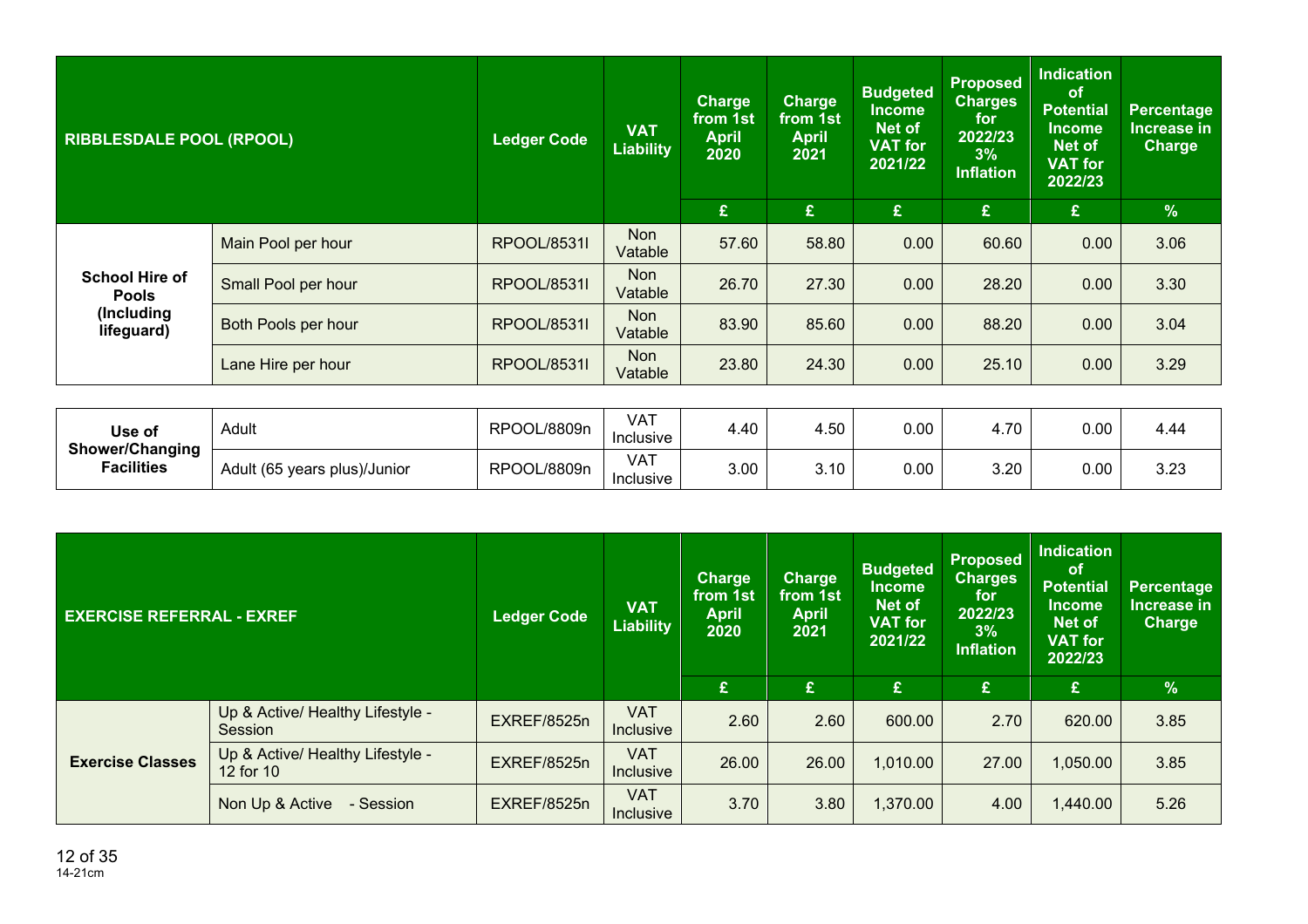| RIBBLESDALE POOL (RPOOL) | | Ledger Code | VAT Liability | Charge from 1st April 2020 | Charge from 1st April 2021 | Budgeted Income Net of VAT for 2021/22 | Proposed Charges for 2022/23 3% Inflation | Indication of Potential Income Net of VAT for 2022/23 | Percentage Increase in Charge |
|---|---|---|---|---|---|---|---|---|---|
| | | | | £ | £ | £ | £ | £ | % |
| School Hire of Pools (Including lifeguard) | Main Pool per hour | RPOOL/8531I | Non Vatable | 57.60 | 58.80 | 0.00 | 60.60 | 0.00 | 3.06 |
| | Small Pool per hour | RPOOL/8531I | Non Vatable | 26.70 | 27.30 | 0.00 | 28.20 | 0.00 | 3.30 |
| | Both Pools per hour | RPOOL/8531I | Non Vatable | 83.90 | 85.60 | 0.00 | 88.20 | 0.00 | 3.04 |
| | Lane Hire per hour | RPOOL/8531I | Non Vatable | 23.80 | 24.30 | 0.00 | 25.10 | 0.00 | 3.29 |
| Use of Shower/Changing Facilities | Adult | RPOOL/8809n | VAT Inclusive | 4.40 | 4.50 | 0.00 | 4.70 | 0.00 | 4.44 |
| | Adult (65 years plus)/Junior | RPOOL/8809n | VAT Inclusive | 3.00 | 3.10 | 0.00 | 3.20 | 0.00 | 3.23 |

| EXERCISE REFERRAL - EXREF | | Ledger Code | VAT Liability | Charge from 1st April 2020 | Charge from 1st April 2021 | Budgeted Income Net of VAT for 2021/22 | Proposed Charges for 2022/23 3% Inflation | Indication of Potential Income Net of VAT for 2022/23 | Percentage Increase in Charge |
|---|---|---|---|---|---|---|---|---|---|
| | | | | £ | £ | £ | £ | £ | % |
| Exercise Classes | Up & Active/ Healthy Lifestyle - Session | EXREF/8525n | VAT Inclusive | 2.60 | 2.60 | 600.00 | 2.70 | 620.00 | 3.85 |
| | Up & Active/ Healthy Lifestyle - 12 for 10 | EXREF/8525n | VAT Inclusive | 26.00 | 26.00 | 1,010.00 | 27.00 | 1,050.00 | 3.85 |
| | Non Up & Active - Session | EXREF/8525n | VAT Inclusive | 3.70 | 3.80 | 1,370.00 | 4.00 | 1,440.00 | 5.26 |

14-21cm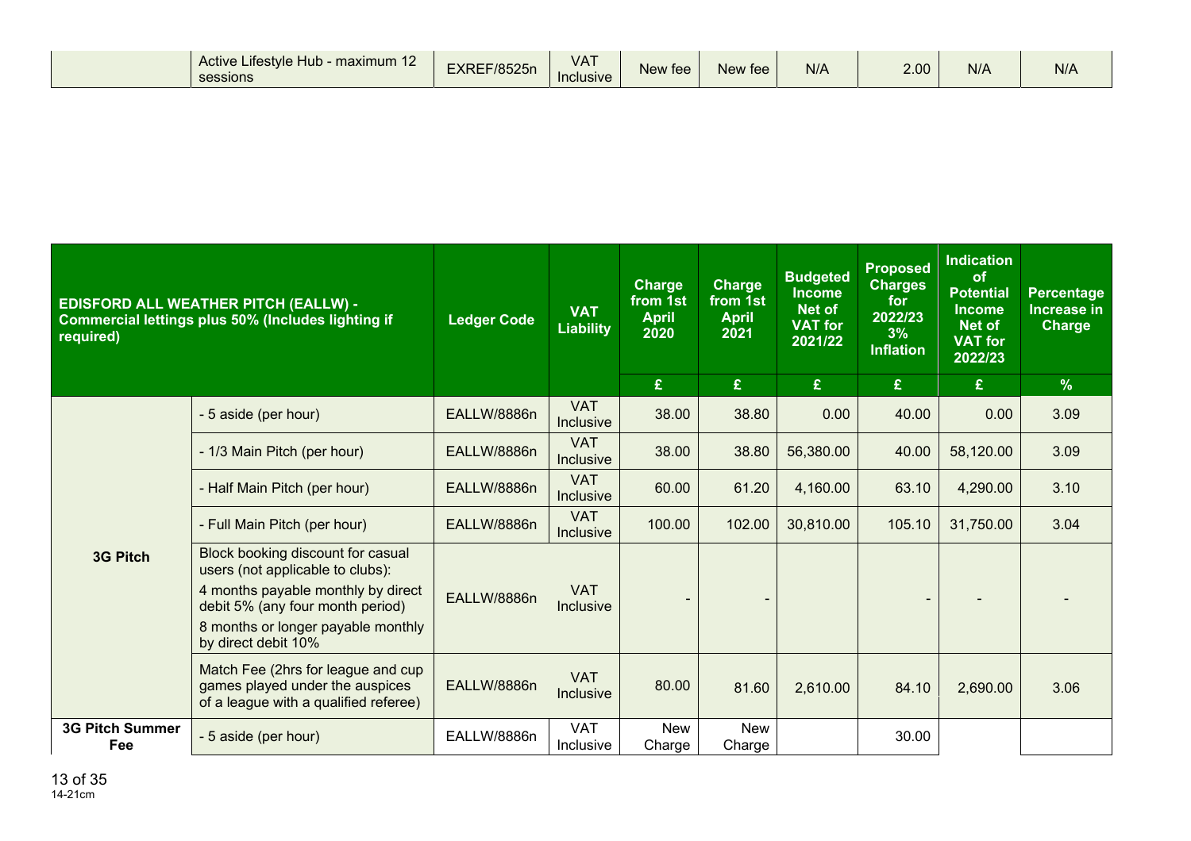| | | | | | | | | | |
|---|---|---|---|---|---|---|---|---|---|
| | Active Lifestyle Hub - maximum 12 sessions | EXREF/8525n | VAT Inclusive | New fee | New fee | N/A | 2.00 | N/A | N/A |

| EDISFORD ALL WEATHER PITCH (EALLW) - Commercial lettings plus 50% (Includes lighting if required) | | Ledger Code | VAT Liability | Charge from 1st April 2020 | Charge from 1st April 2021 | Budgeted Income Net of VAT for 2021/22 | Proposed Charges for 2022/23 3% Inflation | Indication of Potential Income Net of VAT for 2022/23 | Percentage Increase in Charge |
|---|---|---|---|---|---|---|---|---|---|
| | | | | £ | £ | £ | £ | £ | % |
| 3G Pitch | - 5 aside (per hour) | EALLW/8886n | VAT Inclusive | 38.00 | 38.80 | 0.00 | 40.00 | 0.00 | 3.09 |
| | - 1/3 Main Pitch (per hour) | EALLW/8886n | VAT Inclusive | 38.00 | 38.80 | 56,380.00 | 40.00 | 58,120.00 | 3.09 |
| | - Half Main Pitch (per hour) | EALLW/8886n | VAT Inclusive | 60.00 | 61.20 | 4,160.00 | 63.10 | 4,290.00 | 3.10 |
| | - Full Main Pitch (per hour) | EALLW/8886n | VAT Inclusive | 100.00 | 102.00 | 30,810.00 | 105.10 | 31,750.00 | 3.04 |
| | Block booking discount for casual users (not applicable to clubs): 4 months payable monthly by direct debit 5% (any four month period) 8 months or longer payable monthly by direct debit 10% | EALLW/8886n | VAT Inclusive | - | - | | - | - | - |
| | Match Fee (2hrs for league and cup games played under the auspices of a league with a qualified referee) | EALLW/8886n | VAT Inclusive | 80.00 | 81.60 | 2,610.00 | 84.10 | 2,690.00 | 3.06 |
| 3G Pitch Summer Fee | - 5 aside (per hour) | EALLW/8886n | VAT Inclusive | New Charge | New Charge | | 30.00 | | |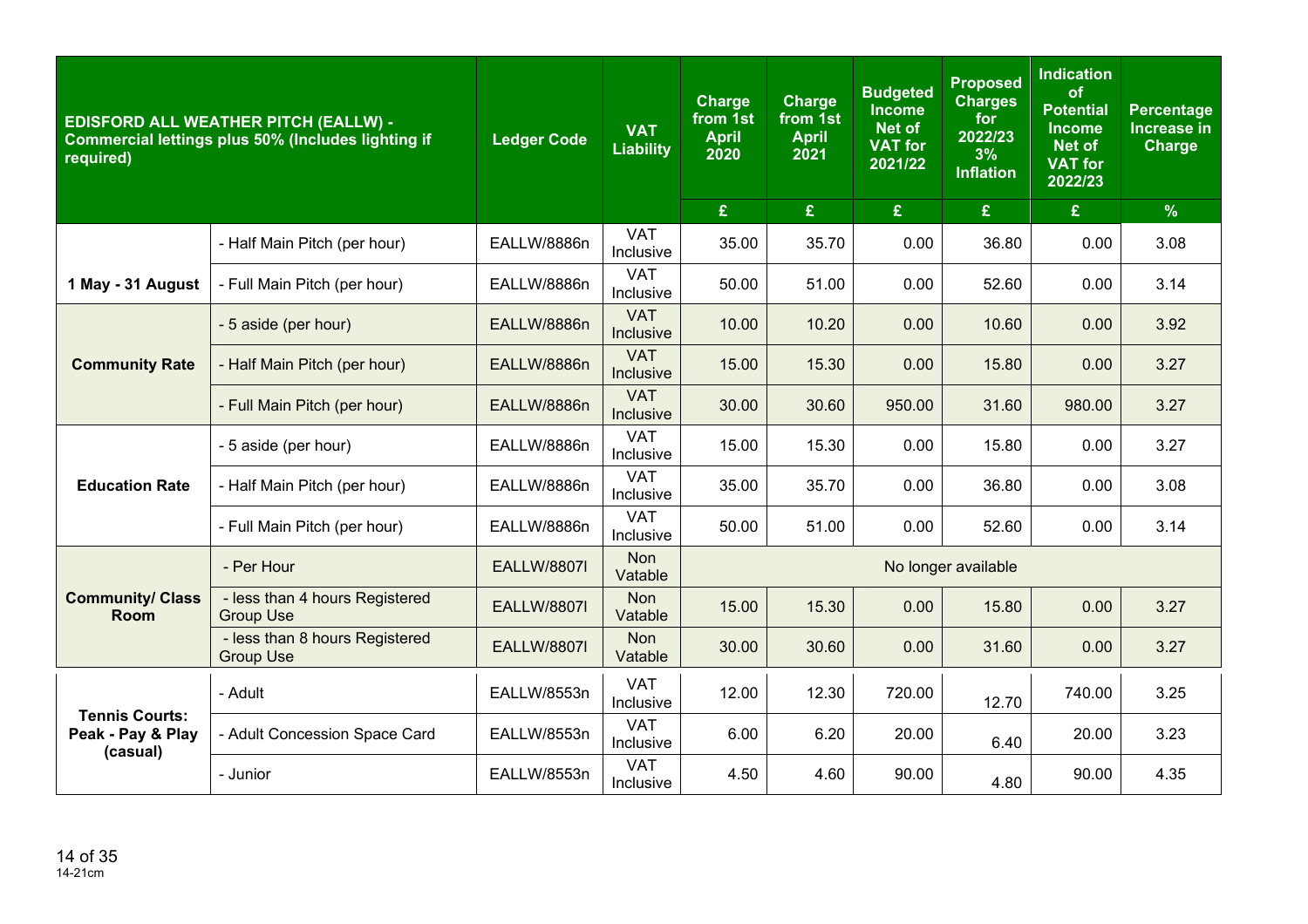| EDISFORD ALL WEATHER PITCH (EALLW) - Commercial lettings plus 50% (Includes lighting if required) | | Ledger Code | VAT Liability | Charge from 1st April 2020 | Charge from 1st April 2021 | Budgeted Income Net of VAT for 2021/22 | Proposed Charges for 2022/23 3% Inflation | Indication of Potential Income Net of VAT for 2022/23 | Percentage Increase in Charge |
|---|---|---|---|---|---|---|---|---|---|
| | | | | £ | £ | £ | £ | £ | % |
| 1 May - 31 August | - Half Main Pitch (per hour) | EALLW/8886n | VAT Inclusive | 35.00 | 35.70 | 0.00 | 36.80 | 0.00 | 3.08 |
| | - Full Main Pitch (per hour) | EALLW/8886n | VAT Inclusive | 50.00 | 51.00 | 0.00 | 52.60 | 0.00 | 3.14 |
| Community Rate | - 5 aside (per hour) | EALLW/8886n | VAT Inclusive | 10.00 | 10.20 | 0.00 | 10.60 | 0.00 | 3.92 |
| | - Half Main Pitch (per hour) | EALLW/8886n | VAT Inclusive | 15.00 | 15.30 | 0.00 | 15.80 | 0.00 | 3.27 |
| | - Full Main Pitch (per hour) | EALLW/8886n | VAT Inclusive | 30.00 | 30.60 | 950.00 | 31.60 | 980.00 | 3.27 |
| Education Rate | - 5 aside (per hour) | EALLW/8886n | VAT Inclusive | 15.00 | 15.30 | 0.00 | 15.80 | 0.00 | 3.27 |
| | - Half Main Pitch (per hour) | EALLW/8886n | VAT Inclusive | 35.00 | 35.70 | 0.00 | 36.80 | 0.00 | 3.08 |
| | - Full Main Pitch (per hour) | EALLW/8886n | VAT Inclusive | 50.00 | 51.00 | 0.00 | 52.60 | 0.00 | 3.14 |
| Community/ Class Room | - Per Hour | EALLW/8807l | Non Vatable | No longer available | | | | | |
| | - less than 4 hours Registered Group Use | EALLW/8807l | Non Vatable | 15.00 | 15.30 | 0.00 | 15.80 | 0.00 | 3.27 |
| | - less than 8 hours Registered Group Use | EALLW/8807l | Non Vatable | 30.00 | 30.60 | 0.00 | 31.60 | 0.00 | 3.27 |
| Tennis Courts: Peak - Pay & Play (casual) | - Adult | EALLW/8553n | VAT Inclusive | 12.00 | 12.30 | 720.00 | 12.70 | 740.00 | 3.25 |
| | - Adult Concession Space Card | EALLW/8553n | VAT Inclusive | 6.00 | 6.20 | 20.00 | 6.40 | 20.00 | 3.23 |
| | - Junior | EALLW/8553n | VAT Inclusive | 4.50 | 4.60 | 90.00 | 4.80 | 90.00 | 4.35 |

14-21cm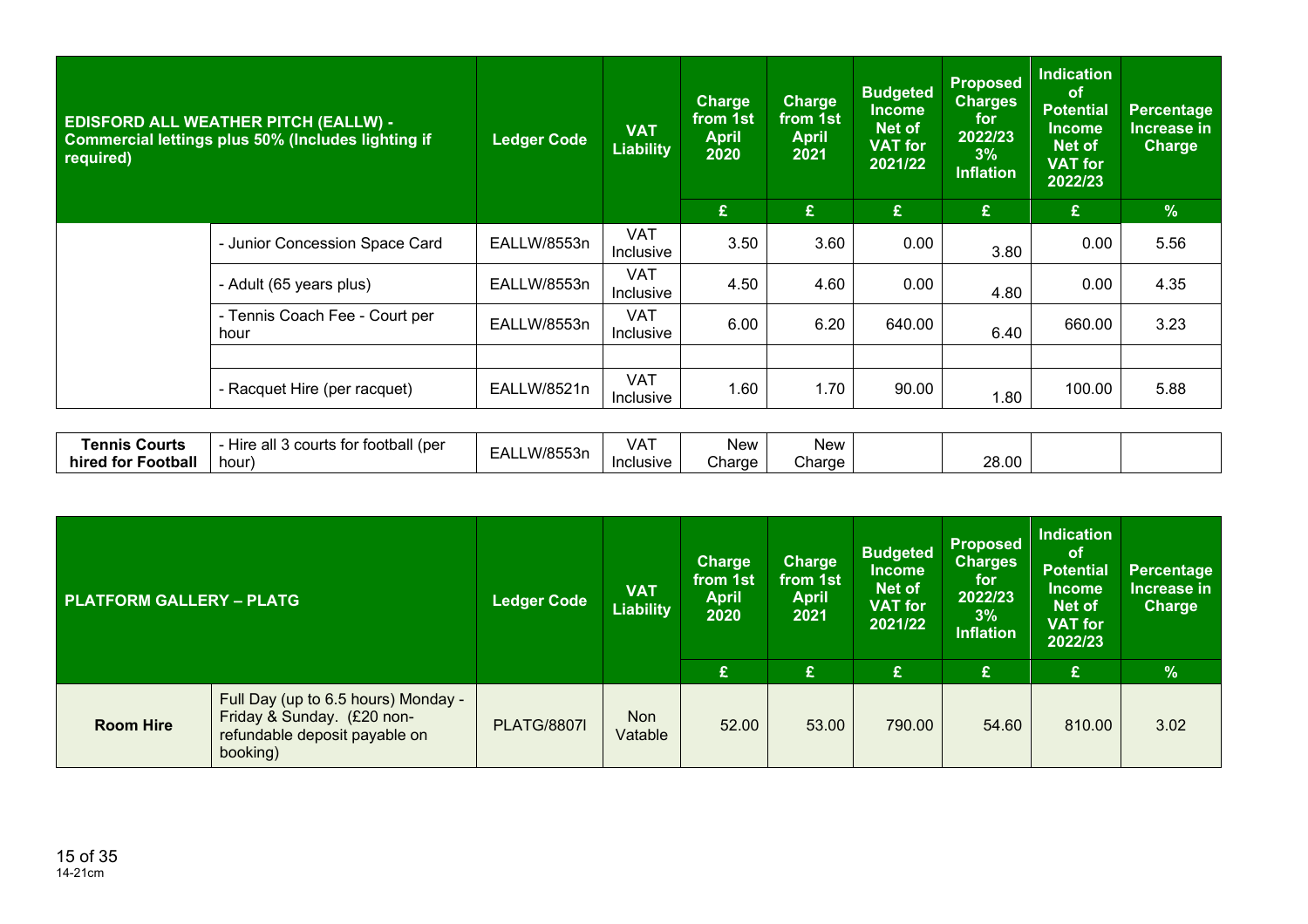| EDISFORD ALL WEATHER PITCH (EALLW) - Commercial lettings plus 50% (Includes lighting if required) | | Ledger Code | VAT Liability | Charge from 1st April 2020 | Charge from 1st April 2021 | Budgeted Income Net of VAT for 2021/22 | Proposed Charges for 2022/23 3% Inflation | Indication of Potential Income Net of VAT for 2022/23 | Percentage Increase in Charge |
|---|---|---|---|---|---|---|---|---|---|
| | | | | £ | £ | £ | £ | £ | % |
| | - Junior Concession Space Card | EALLW/8553n | VAT Inclusive | 3.50 | 3.60 | 0.00 | 3.80 | 0.00 | 5.56 |
| | - Adult (65 years plus) | EALLW/8553n | VAT Inclusive | 4.50 | 4.60 | 0.00 | 4.80 | 0.00 | 4.35 |
| | - Tennis Coach Fee - Court per hour | EALLW/8553n | VAT Inclusive | 6.00 | 6.20 | 640.00 | 6.40 | 660.00 | 3.23 |
| | | | | | | | | | |
| | - Racquet Hire (per racquet) | EALLW/8521n | VAT Inclusive | 1.60 | 1.70 | 90.00 | 1.80 | 100.00 | 5.88 |
| **Tennis Courts hired for Football** | - Hire all 3 courts for football (per hour) | EALLW/8553n | VAT Inclusive | New Charge | New Charge | | 28.00 | | |

| PLATFORM GALLERY – PLATG | | Ledger Code | VAT Liability | Charge from 1st April 2020 | Charge from 1st April 2021 | Budgeted Income Net of VAT for 2021/22 | Proposed Charges for 2022/23 3% Inflation | Indication of Potential Income Net of VAT for 2022/23 | Percentage Increase in Charge |
|---|---|---|---|---|---|---|---|---|---|
| | | | | £ | £ | £ | £ | £ | % |
| **Room Hire** | Full Day (up to 6.5 hours) Monday - Friday & Sunday. (£20 non-refundable deposit payable on booking) | PLATG/8807l | Non Vatable | 52.00 | 53.00 | 790.00 | 54.60 | 810.00 | 3.02 |

14-21cm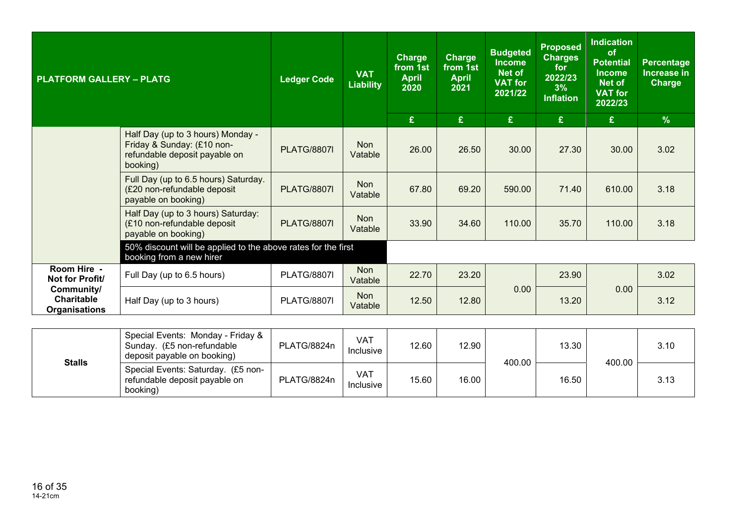| PLATFORM GALLERY – PLATG | | Ledger Code | VAT Liability | Charge from 1st April 2020 | Charge from 1st April 2021 | Budgeted Income Net of VAT for 2021/22 | Proposed Charges for 2022/23 3% Inflation | Indication of Potential Income Net of VAT for 2022/23 | Percentage Increase in Charge |
|---|---|---|---|---|---|---|---|---|---|
| | | | | £ | £ | £ | £ | £ | % |
| | Half Day (up to 3 hours) Monday - Friday & Sunday: (£10 non-refundable deposit payable on booking) | PLATG/8807l | Non Vatable | 26.00 | 26.50 | 30.00 | 27.30 | 30.00 | 3.02 |
| | Full Day (up to 6.5 hours) Saturday. (£20 non-refundable deposit payable on booking) | PLATG/8807l | Non Vatable | 67.80 | 69.20 | 590.00 | 71.40 | 610.00 | 3.18 |
| | Half Day (up to 3 hours) Saturday: (£10 non-refundable deposit payable on booking) | PLATG/8807l | Non Vatable | 33.90 | 34.60 | 110.00 | 35.70 | 110.00 | 3.18 |
| | 50% discount will be applied to the above rates for the first booking from a new hirer | | | | | | | | |
| **Room Hire - Not for Profit/ Community/ Charitable Organisations** | Full Day (up to 6.5 hours) | PLATG/8807l | Non Vatable | 22.70 | 23.20 | 0.00 | 23.90 | 0.00 | 3.02 |
| | Half Day (up to 3 hours) | PLATG/8807l | Non Vatable | 12.50 | 12.80 | | 13.20 | | 3.12 |

| | | | | | | | | | |
|---|---|---|---|---|---|---|---|---|---|
| **Stalls** | Special Events: Monday - Friday & Sunday. (£5 non-refundable deposit payable on booking) | PLATG/8824n | VAT Inclusive | 12.60 | 12.90 | 400.00 | 13.30 | 400.00 | 3.10 |
| | Special Events: Saturday. (£5 non-refundable deposit payable on booking) | PLATG/8824n | VAT Inclusive | 15.60 | 16.00 | | 16.50 | | 3.13 |

14-21cm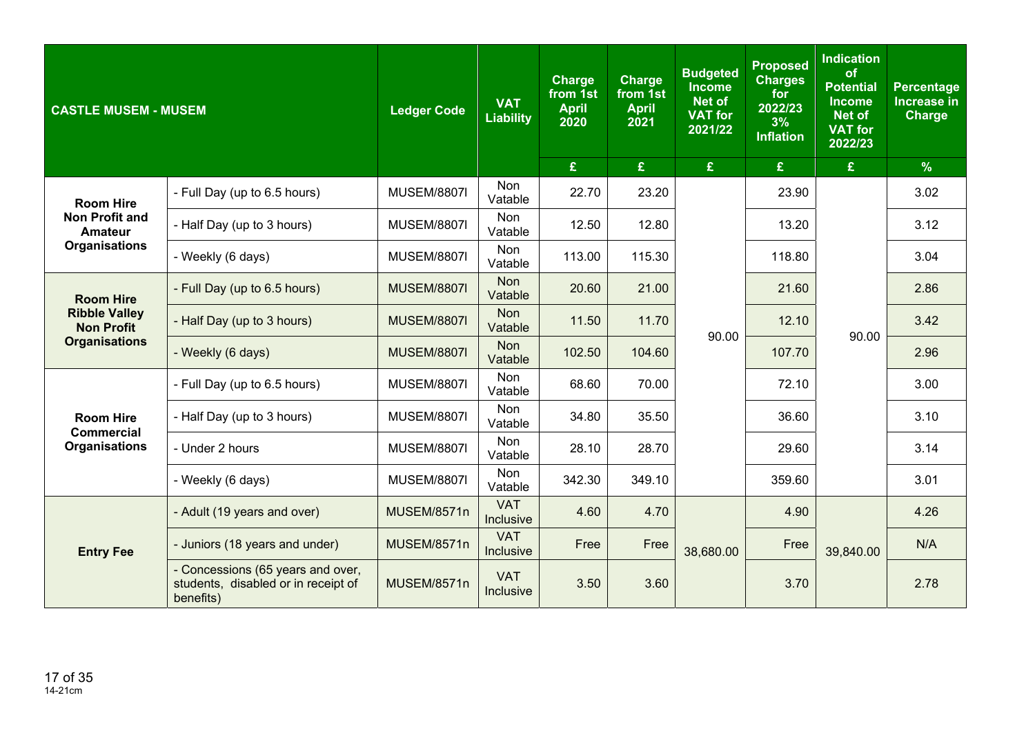| CASTLE MUSEM - MUSEM | | Ledger Code | VAT Liability | Charge from 1st April 2020 | Charge from 1st April 2021 | Budgeted Income Net of VAT for 2021/22 | Proposed Charges for 2022/23 3% Inflation | Indication of Potential Income Net of VAT for 2022/23 | Percentage Increase in Charge |
|---|---|---|---|---|---|---|---|---|---|
| | | | | £ | £ | £ | £ | £ | % |
| Room Hire Non Profit and Amateur Organisations | - Full Day (up to 6.5 hours) | MUSEM/8807l | Non Vatable | 22.70 | 23.20 | 90.00 | 23.90 | 90.00 | 3.02 |
| | - Half Day (up to 3 hours) | MUSEM/8807l | Non Vatable | 12.50 | 12.80 | | 13.20 | | 3.12 |
| | - Weekly (6 days) | MUSEM/8807l | Non Vatable | 113.00 | 115.30 | | 118.80 | | 3.04 |
| Room Hire Ribble Valley Non Profit Organisations | - Full Day (up to 6.5 hours) | MUSEM/8807l | Non Vatable | 20.60 | 21.00 | | 21.60 | | 2.86 |
| | - Half Day (up to 3 hours) | MUSEM/8807l | Non Vatable | 11.50 | 11.70 | | 12.10 | | 3.42 |
| | - Weekly (6 days) | MUSEM/8807l | Non Vatable | 102.50 | 104.60 | | 107.70 | | 2.96 |
| Room Hire Commercial Organisations | - Full Day (up to 6.5 hours) | MUSEM/8807l | Non Vatable | 68.60 | 70.00 | | 72.10 | | 3.00 |
| | - Half Day (up to 3 hours) | MUSEM/8807l | Non Vatable | 34.80 | 35.50 | | 36.60 | | 3.10 |
| | - Under 2 hours | MUSEM/8807l | Non Vatable | 28.10 | 28.70 | | 29.60 | | 3.14 |
| | - Weekly (6 days) | MUSEM/8807l | Non Vatable | 342.30 | 349.10 | | 359.60 | | 3.01 |
| Entry Fee | - Adult (19 years and over) | MUSEM/8571n | VAT Inclusive | 4.60 | 4.70 | 38,680.00 | 4.90 | 39,840.00 | 4.26 |
| | - Juniors (18 years and under) | MUSEM/8571n | VAT Inclusive | Free | Free | | Free | | N/A |
| | - Concessions (65 years and over, students, disabled or in receipt of benefits) | MUSEM/8571n | VAT Inclusive | 3.50 | 3.60 | | 3.70 | | 2.78 |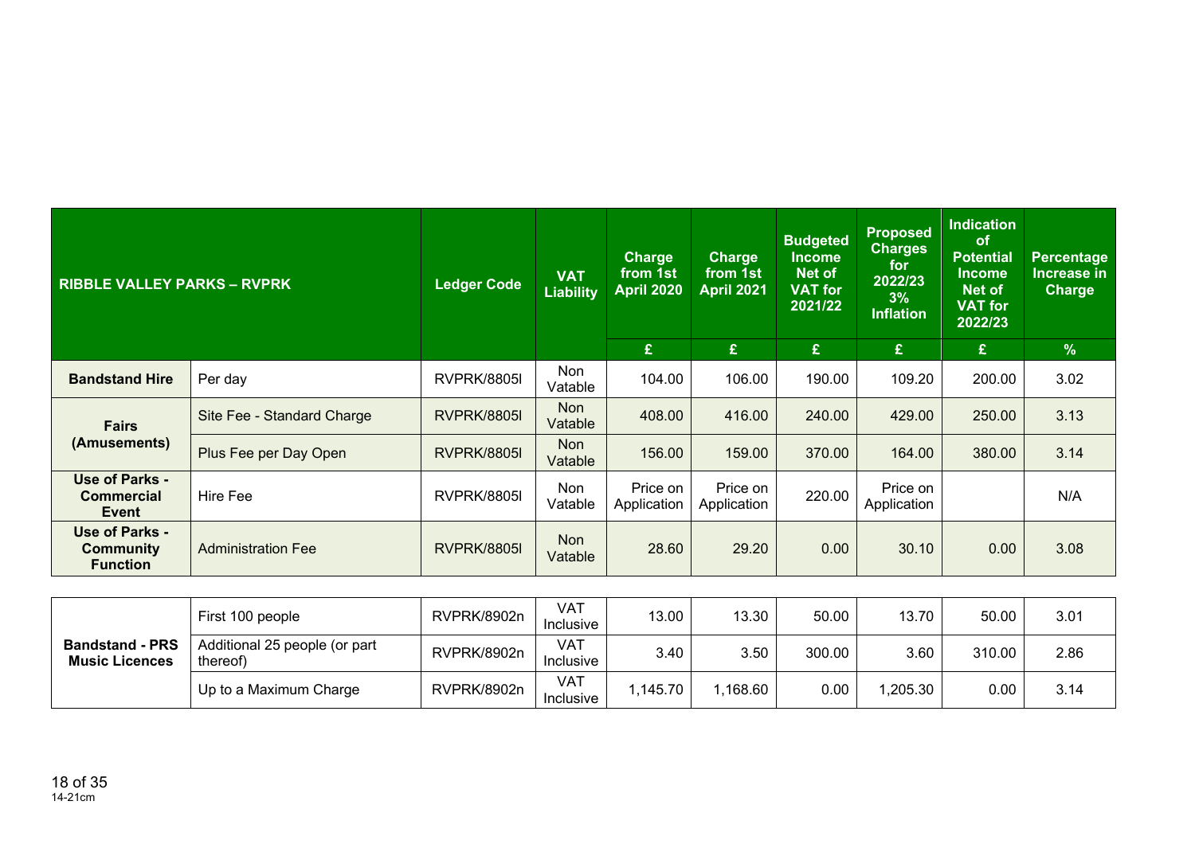| RIBBLE VALLEY PARKS – RVPRK | | Ledger Code | VAT Liability | Charge from 1st April 2020 | Charge from 1st April 2021 | Budgeted Income Net of VAT for 2021/22 | Proposed Charges for 2022/23 3% Inflation | Indication of Potential Income Net of VAT for 2022/23 | Percentage Increase in Charge |
|---|---|---|---|---|---|---|---|---|---|
| | | | | £ | £ | £ | £ | £ | % |
| **Bandstand Hire** | Per day | RVPRK/8805l | Non Vatable | 104.00 | 106.00 | 190.00 | 109.20 | 200.00 | 3.02 |
| **Fairs (Amusements)** | Site Fee - Standard Charge | RVPRK/8805l | Non Vatable | 408.00 | 416.00 | 240.00 | 429.00 | 250.00 | 3.13 |
| | Plus Fee per Day Open | RVPRK/8805l | Non Vatable | 156.00 | 159.00 | 370.00 | 164.00 | 380.00 | 3.14 |
| **Use of Parks - Commercial Event** | Hire Fee | RVPRK/8805l | Non Vatable | Price on Application | Price on Application | 220.00 | Price on Application | | N/A |
| **Use of Parks - Community Function** | Administration Fee | RVPRK/8805l | Non Vatable | 28.60 | 29.20 | 0.00 | 30.10 | 0.00 | 3.08 |
| **Bandstand - PRS Music Licences** | First 100 people | RVPRK/8902n | VAT Inclusive | 13.00 | 13.30 | 50.00 | 13.70 | 50.00 | 3.01 |
| | Additional 25 people (or part thereof) | RVPRK/8902n | VAT Inclusive | 3.40 | 3.50 | 300.00 | 3.60 | 310.00 | 2.86 |
| | Up to a Maximum Charge | RVPRK/8902n | VAT Inclusive | 1,145.70 | 1,168.60 | 0.00 | 1,205.30 | 0.00 | 3.14 |

14-21cm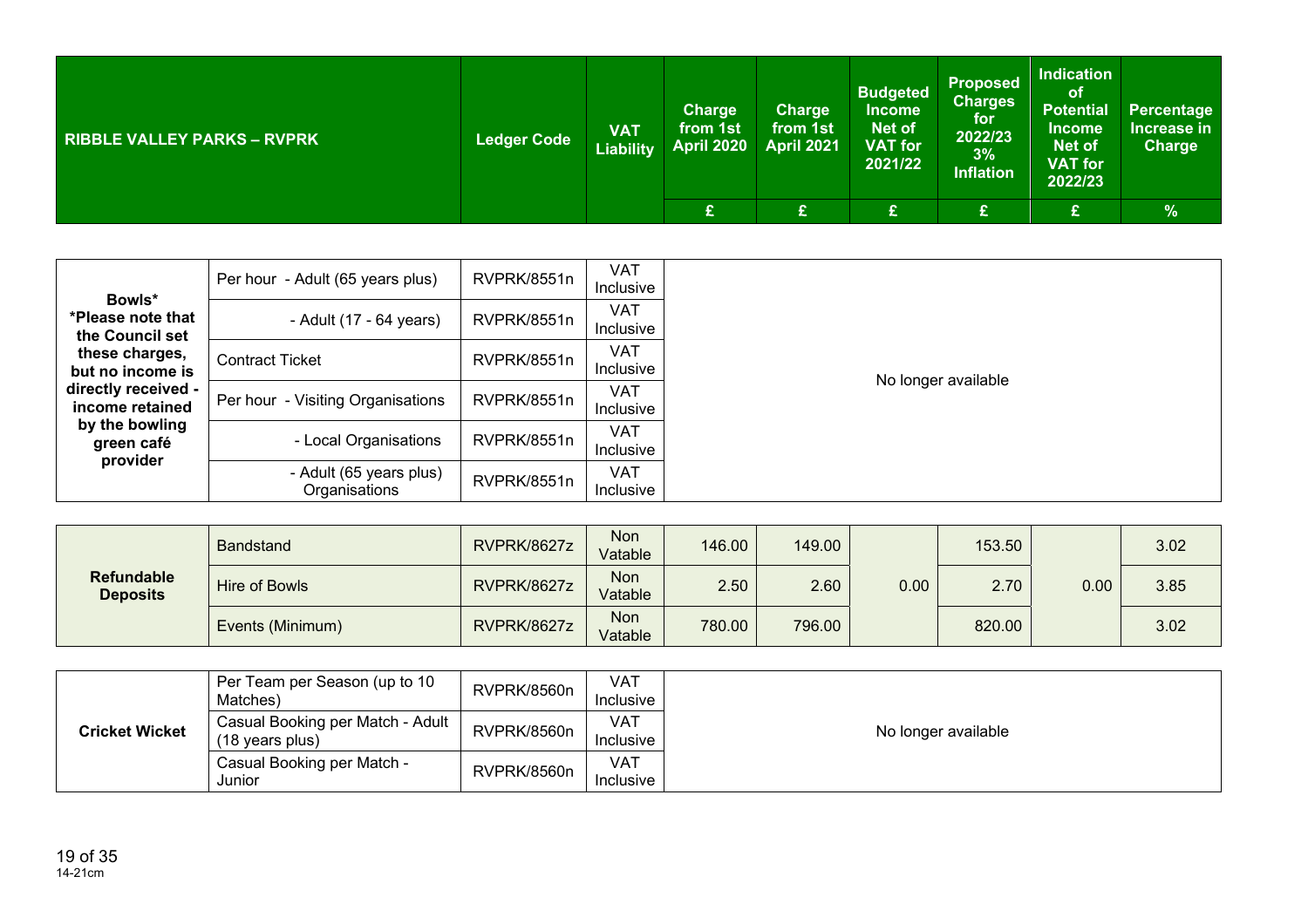| RIBBLE VALLEY PARKS – RVPRK | | Ledger Code | VAT Liability | Charge from 1st April 2020 | Charge from 1st April 2021 | Budgeted Income Net of VAT for 2021/22 | Proposed Charges for 2022/23 3% Inflation | Indication of Potential Income Net of VAT for 2022/23 | Percentage Increase in Charge |
|---|---|---|---|---|---|---|---|---|---|
| | | | | £ | £ | £ | £ | £ | % |
| **Bowls*** **\*Please note that the Council set these charges, but no income is directly received - income retained by the bowling green café provider** | Per hour - Adult (65 years plus) | RVPRK/8551n | VAT Inclusive | No longer available | | | | | |
| | - Adult (17 - 64 years) | RVPRK/8551n | VAT Inclusive | | | | | | |
| | Contract Ticket | RVPRK/8551n | VAT Inclusive | | | | | | |
| | Per hour - Visiting Organisations | RVPRK/8551n | VAT Inclusive | | | | | | |
| | - Local Organisations | RVPRK/8551n | VAT Inclusive | | | | | | |
| | - Adult (65 years plus) Organisations | RVPRK/8551n | VAT Inclusive | | | | | | |
| **Refundable Deposits** | Bandstand | RVPRK/8627z | Non Vatable | 146.00 | 149.00 | 0.00 | 153.50 | 0.00 | 3.02 |
| | Hire of Bowls | RVPRK/8627z | Non Vatable | 2.50 | 2.60 | | 2.70 | | 3.85 |
| | Events (Minimum) | RVPRK/8627z | Non Vatable | 780.00 | 796.00 | | 820.00 | | 3.02 |
| **Cricket Wicket** | Per Team per Season (up to 10 Matches) | RVPRK/8560n | VAT Inclusive | No longer available | | | | | |
| | Casual Booking per Match - Adult (18 years plus) | RVPRK/8560n | VAT Inclusive | | | | | | |
| | Casual Booking per Match - Junior | RVPRK/8560n | VAT Inclusive | | | | | | |

14-21cm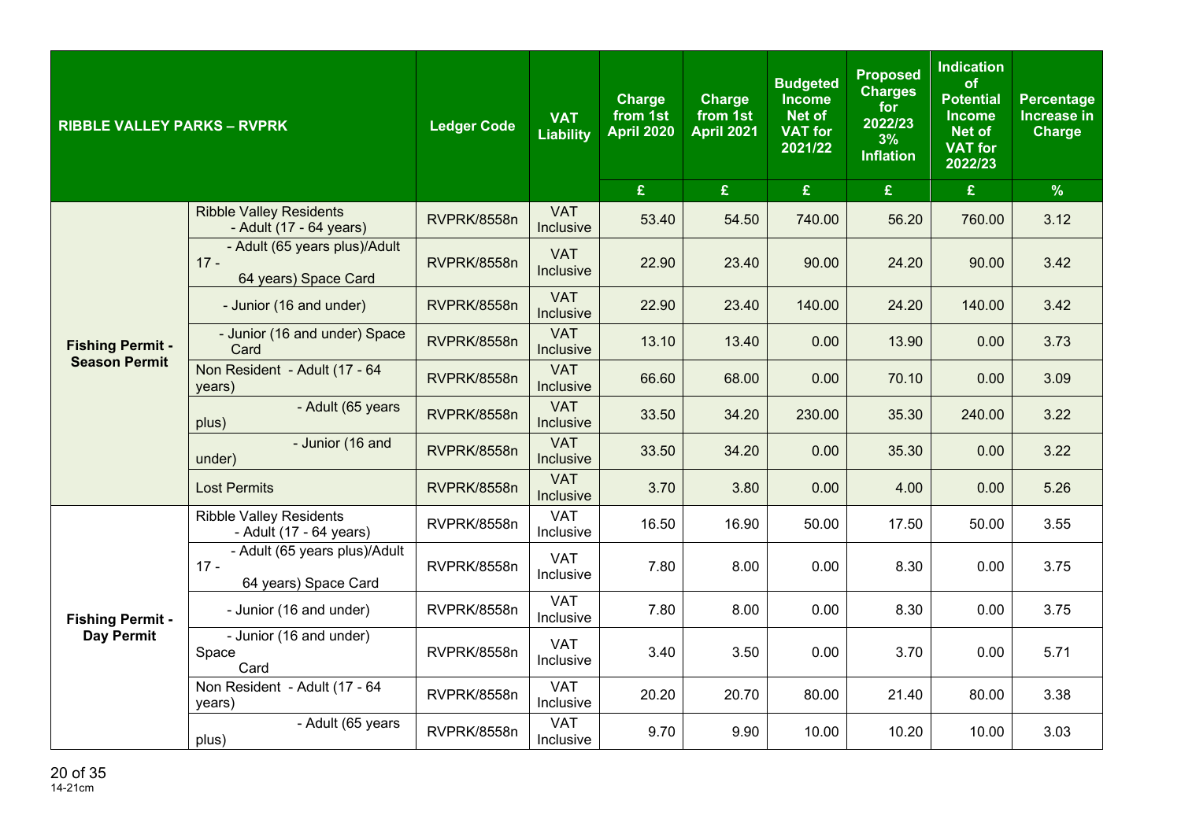| RIBBLE VALLEY PARKS – RVPRK | | Ledger Code | VAT Liability | Charge from 1st April 2020 | Charge from 1st April 2021 | Budgeted Income Net of VAT for 2021/22 | Proposed Charges for 2022/23 3% Inflation | Indication of Potential Income Net of VAT for 2022/23 | Percentage Increase in Charge |
|---|---|---|---|---|---|---|---|---|---|
| | | | | £ | £ | £ | £ | £ | % |
| Fishing Permit - Season Permit | Ribble Valley Residents - Adult (17 - 64 years) | RVPRK/8558n | VAT Inclusive | 53.40 | 54.50 | 740.00 | 56.20 | 760.00 | 3.12 |
| | - Adult (65 years plus)/Adult 17 - 64 years) Space Card | RVPRK/8558n | VAT Inclusive | 22.90 | 23.40 | 90.00 | 24.20 | 90.00 | 3.42 |
| | - Junior (16 and under) | RVPRK/8558n | VAT Inclusive | 22.90 | 23.40 | 140.00 | 24.20 | 140.00 | 3.42 |
| | - Junior (16 and under) Space Card | RVPRK/8558n | VAT Inclusive | 13.10 | 13.40 | 0.00 | 13.90 | 0.00 | 3.73 |
| | Non Resident - Adult (17 - 64 years) | RVPRK/8558n | VAT Inclusive | 66.60 | 68.00 | 0.00 | 70.10 | 0.00 | 3.09 |
| | - Adult (65 years plus) | RVPRK/8558n | VAT Inclusive | 33.50 | 34.20 | 230.00 | 35.30 | 240.00 | 3.22 |
| | - Junior (16 and under) | RVPRK/8558n | VAT Inclusive | 33.50 | 34.20 | 0.00 | 35.30 | 0.00 | 3.22 |
| | Lost Permits | RVPRK/8558n | VAT Inclusive | 3.70 | 3.80 | 0.00 | 4.00 | 0.00 | 5.26 |
| Fishing Permit - Day Permit | Ribble Valley Residents - Adult (17 - 64 years) | RVPRK/8558n | VAT Inclusive | 16.50 | 16.90 | 50.00 | 17.50 | 50.00 | 3.55 |
| | - Adult (65 years plus)/Adult 17 - 64 years) Space Card | RVPRK/8558n | VAT Inclusive | 7.80 | 8.00 | 0.00 | 8.30 | 0.00 | 3.75 |
| | - Junior (16 and under) | RVPRK/8558n | VAT Inclusive | 7.80 | 8.00 | 0.00 | 8.30 | 0.00 | 3.75 |
| | - Junior (16 and under) Space Card | RVPRK/8558n | VAT Inclusive | 3.40 | 3.50 | 0.00 | 3.70 | 0.00 | 5.71 |
| | Non Resident - Adult (17 - 64 years) | RVPRK/8558n | VAT Inclusive | 20.20 | 20.70 | 80.00 | 21.40 | 80.00 | 3.38 |
| | - Adult (65 years plus) | RVPRK/8558n | VAT Inclusive | 9.70 | 9.90 | 10.00 | 10.20 | 10.00 | 3.03 |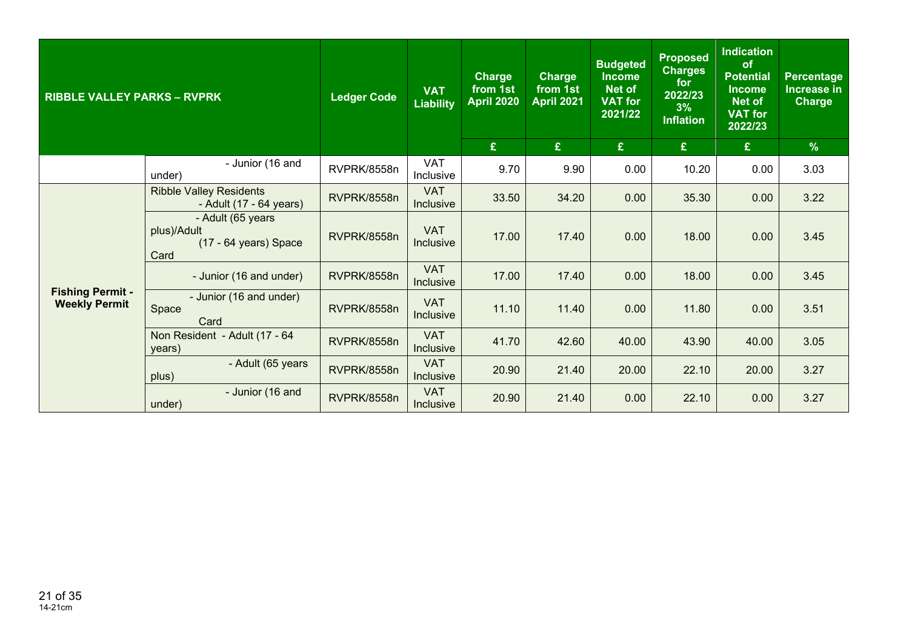| RIBBLE VALLEY PARKS – RVPRK | | Ledger Code | VAT Liability | Charge from 1st April 2020 | Charge from 1st April 2021 | Budgeted Income Net of VAT for 2021/22 | Proposed Charges for 2022/23 3% Inflation | Indication of Potential Income Net of VAT for 2022/23 | Percentage Increase in Charge |
|---|---|---|---|---|---|---|---|---|---|
| | | | | £ | £ | £ | £ | £ | % |
| | - Junior (16 and under) | RVPRK/8558n | VAT Inclusive | 9.70 | 9.90 | 0.00 | 10.20 | 0.00 | 3.03 |
| **Fishing Permit - Weekly Permit** | Ribble Valley Residents - Adult (17 - 64 years) | RVPRK/8558n | VAT Inclusive | 33.50 | 34.20 | 0.00 | 35.30 | 0.00 | 3.22 |
| | - Adult (65 years plus)/Adult (17 - 64 years) Space Card | RVPRK/8558n | VAT Inclusive | 17.00 | 17.40 | 0.00 | 18.00 | 0.00 | 3.45 |
| | - Junior (16 and under) | RVPRK/8558n | VAT Inclusive | 17.00 | 17.40 | 0.00 | 18.00 | 0.00 | 3.45 |
| | - Junior (16 and under) Space Card | RVPRK/8558n | VAT Inclusive | 11.10 | 11.40 | 0.00 | 11.80 | 0.00 | 3.51 |
| | Non Resident - Adult (17 - 64 years) | RVPRK/8558n | VAT Inclusive | 41.70 | 42.60 | 40.00 | 43.90 | 40.00 | 3.05 |
| | - Adult (65 years plus) | RVPRK/8558n | VAT Inclusive | 20.90 | 21.40 | 20.00 | 22.10 | 20.00 | 3.27 |
| | - Junior (16 and under) | RVPRK/8558n | VAT Inclusive | 20.90 | 21.40 | 0.00 | 22.10 | 0.00 | 3.27 |

14-21cm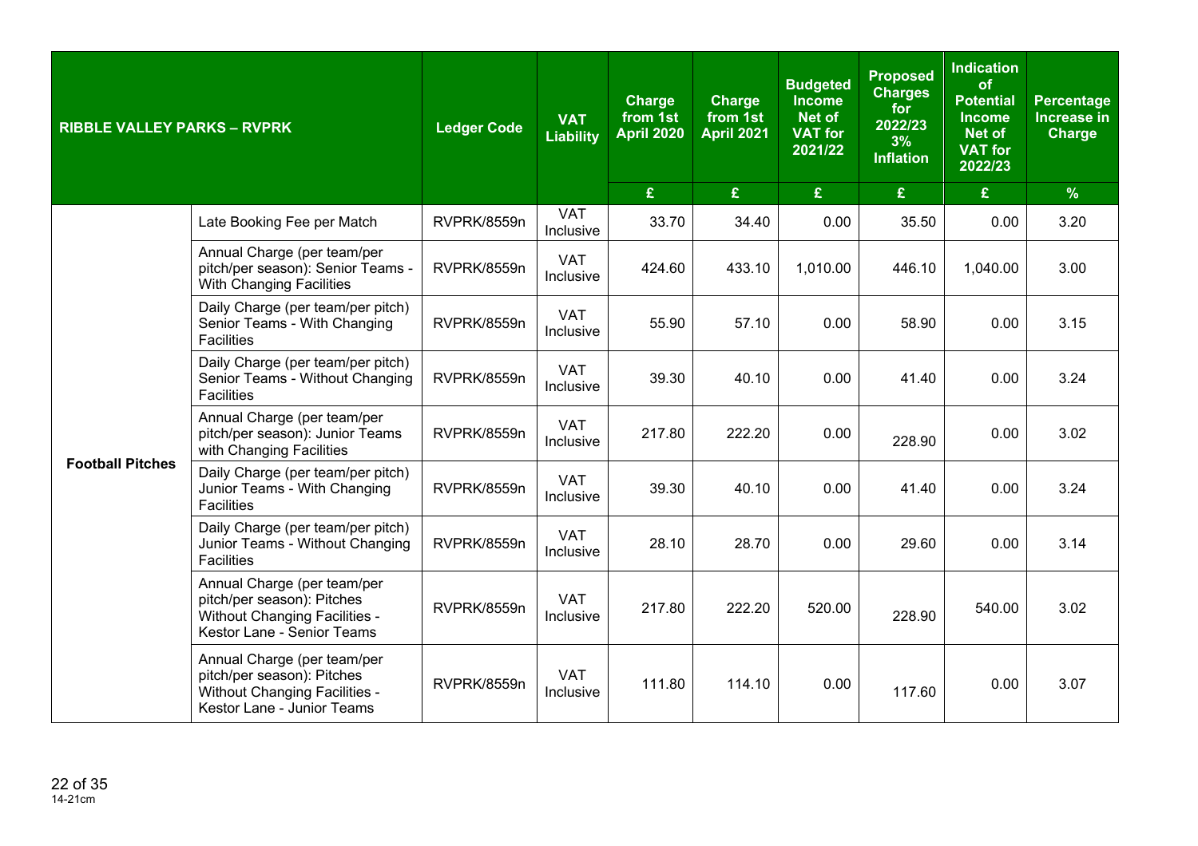| RIBBLE VALLEY PARKS – RVPRK | | Ledger Code | VAT Liability | Charge from 1st April 2020 | Charge from 1st April 2021 | Budgeted Income Net of VAT for 2021/22 | Proposed Charges for 2022/23 3% Inflation | Indication of Potential Income Net of VAT for 2022/23 | Percentage Increase in Charge |
|---|---|---|---|---|---|---|---|---|---|
| | | | | £ | £ | £ | £ | £ | % |
| Football Pitches | Late Booking Fee per Match | RVPRK/8559n | VAT Inclusive | 33.70 | 34.40 | 0.00 | 35.50 | 0.00 | 3.20 |
| | Annual Charge (per team/per pitch/per season): Senior Teams - With Changing Facilities | RVPRK/8559n | VAT Inclusive | 424.60 | 433.10 | 1,010.00 | 446.10 | 1,040.00 | 3.00 |
| | Daily Charge (per team/per pitch) Senior Teams - With Changing Facilities | RVPRK/8559n | VAT Inclusive | 55.90 | 57.10 | 0.00 | 58.90 | 0.00 | 3.15 |
| | Daily Charge (per team/per pitch) Senior Teams - Without Changing Facilities | RVPRK/8559n | VAT Inclusive | 39.30 | 40.10 | 0.00 | 41.40 | 0.00 | 3.24 |
| | Annual Charge (per team/per pitch/per season): Junior Teams with Changing Facilities | RVPRK/8559n | VAT Inclusive | 217.80 | 222.20 | 0.00 | 228.90 | 0.00 | 3.02 |
| | Daily Charge (per team/per pitch) Junior Teams - With Changing Facilities | RVPRK/8559n | VAT Inclusive | 39.30 | 40.10 | 0.00 | 41.40 | 0.00 | 3.24 |
| | Daily Charge (per team/per pitch) Junior Teams - Without Changing Facilities | RVPRK/8559n | VAT Inclusive | 28.10 | 28.70 | 0.00 | 29.60 | 0.00 | 3.14 |
| | Annual Charge (per team/per pitch/per season): Pitches Without Changing Facilities - Kestor Lane - Senior Teams | RVPRK/8559n | VAT Inclusive | 217.80 | 222.20 | 520.00 | 228.90 | 540.00 | 3.02 |
| | Annual Charge (per team/per pitch/per season): Pitches Without Changing Facilities - Kestor Lane - Junior Teams | RVPRK/8559n | VAT Inclusive | 111.80 | 114.10 | 0.00 | 117.60 | 0.00 | 3.07 |

14-21cm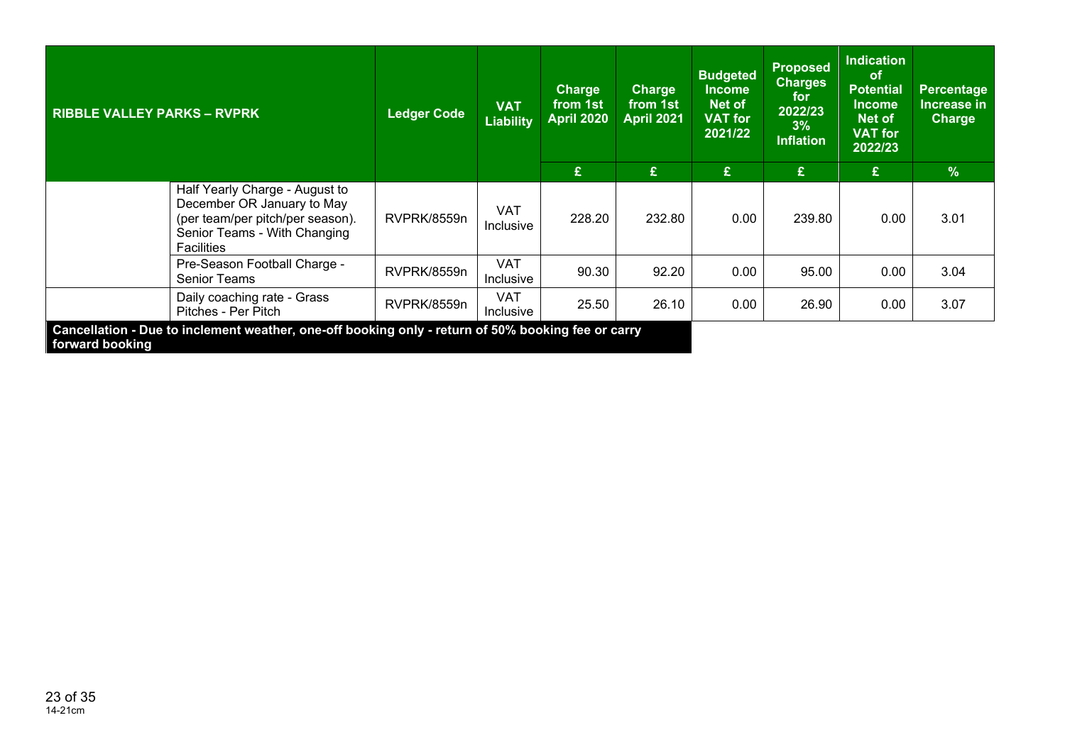| RIBBLE VALLEY PARKS – RVPRK | | Ledger Code | VAT Liability | Charge from 1st April 2020 | Charge from 1st April 2021 | Budgeted Income Net of VAT for 2021/22 | Proposed Charges for 2022/23 3% Inflation | Indication of Potential Income Net of VAT for 2022/23 | Percentage Increase in Charge |
|---|---|---|---|---|---|---|---|---|---|
| | | | | £ | £ | £ | £ | £ | % |
| | Half Yearly Charge - August to December OR January to May (per team/per pitch/per season). Senior Teams - With Changing Facilities | RVPRK/8559n | VAT Inclusive | 228.20 | 232.80 | 0.00 | 239.80 | 0.00 | 3.01 |
| | Pre-Season Football Charge - Senior Teams | RVPRK/8559n | VAT Inclusive | 90.30 | 92.20 | 0.00 | 95.00 | 0.00 | 3.04 |
| | Daily coaching rate - Grass Pitches - Per Pitch | RVPRK/8559n | VAT Inclusive | 25.50 | 26.10 | 0.00 | 26.90 | 0.00 | 3.07 |

**Cancellation - Due to inclement weather, one-off booking only - return of 50% booking fee or carry forward booking**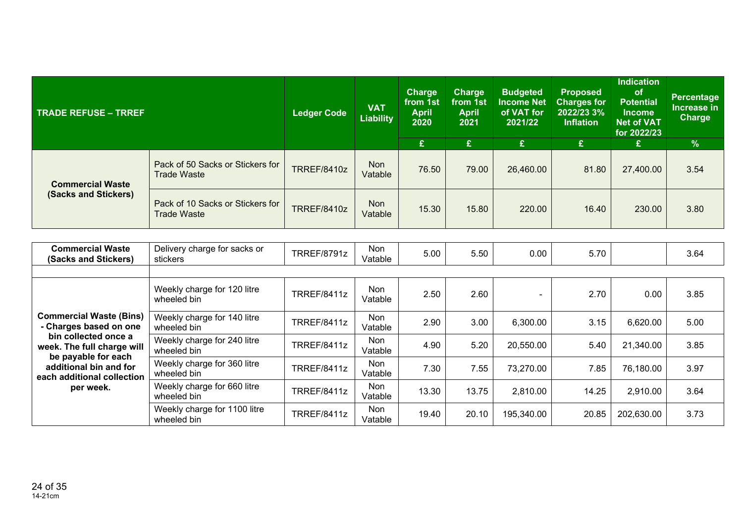| TRADE REFUSE – TRREF | | Ledger Code | VAT Liability | Charge from 1st April 2020 | Charge from 1st April 2021 | Budgeted Income Net of VAT for 2021/22 | Proposed Charges for 2022/23 3% Inflation | Indication of Potential Income Net of VAT for 2022/23 | Percentage Increase in Charge |
|---|---|---|---|---|---|---|---|---|---|
| | | | | £ | £ | £ | £ | £ | % |
| **Commercial Waste (Sacks and Stickers)** | Pack of 50 Sacks or Stickers for Trade Waste | TRREF/8410z | Non Vatable | 76.50 | 79.00 | 26,460.00 | 81.80 | 27,400.00 | 3.54 |
| | Pack of 10 Sacks or Stickers for Trade Waste | TRREF/8410z | Non Vatable | 15.30 | 15.80 | 220.00 | 16.40 | 230.00 | 3.80 |
| **Commercial Waste (Sacks and Stickers)** | Delivery charge for sacks or stickers | TRREF/8791z | Non Vatable | 5.00 | 5.50 | 0.00 | 5.70 | | 3.64 |
| | | | | | | | | | |
| **Commercial Waste (Bins) - Charges based on one bin collected once a week. The full charge will be payable for each additional bin and for each additional collection per week.** | Weekly charge for 120 litre wheeled bin | TRREF/8411z | Non Vatable | 2.50 | 2.60 | - | 2.70 | 0.00 | 3.85 |
| | Weekly charge for 140 litre wheeled bin | TRREF/8411z | Non Vatable | 2.90 | 3.00 | 6,300.00 | 3.15 | 6,620.00 | 5.00 |
| | Weekly charge for 240 litre wheeled bin | TRREF/8411z | Non Vatable | 4.90 | 5.20 | 20,550.00 | 5.40 | 21,340.00 | 3.85 |
| | Weekly charge for 360 litre wheeled bin | TRREF/8411z | Non Vatable | 7.30 | 7.55 | 73,270.00 | 7.85 | 76,180.00 | 3.97 |
| | Weekly charge for 660 litre wheeled bin | TRREF/8411z | Non Vatable | 13.30 | 13.75 | 2,810.00 | 14.25 | 2,910.00 | 3.64 |
| | Weekly charge for 1100 litre wheeled bin | TRREF/8411z | Non Vatable | 19.40 | 20.10 | 195,340.00 | 20.85 | 202,630.00 | 3.73 |

14-21cm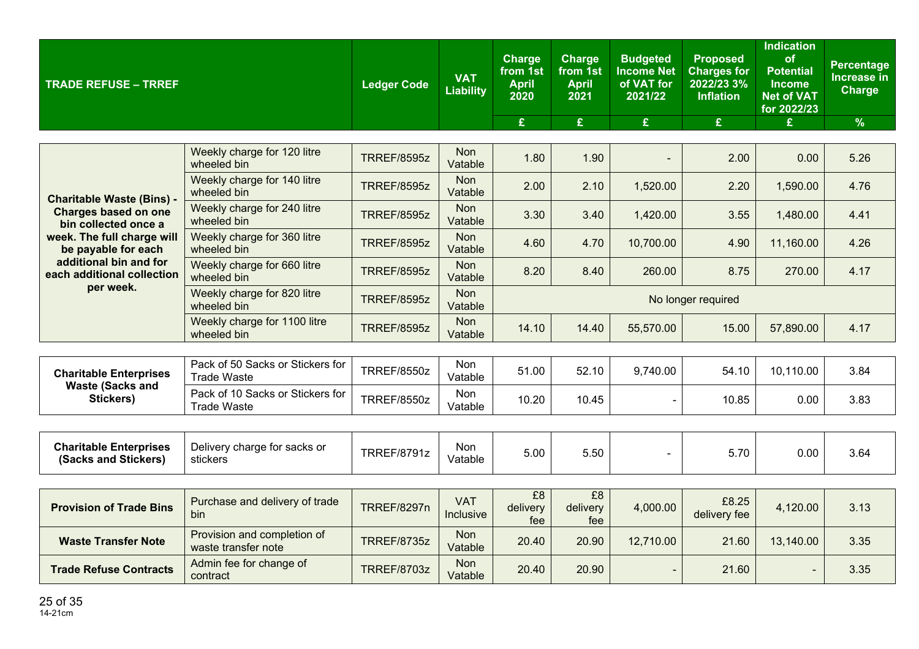| TRADE REFUSE – TRREF | | Ledger Code | VAT Liability | Charge from 1st April 2020 | Charge from 1st April 2021 | Budgeted Income Net of VAT for 2021/22 | Proposed Charges for 2022/23 3% Inflation | Indication of Potential Income Net of VAT for 2022/23 | Percentage Increase in Charge |
|---|---|---|---|---|---|---|---|---|---|
| | | | | £ | £ | £ | £ | £ | % |
| **Charitable Waste (Bins) - Charges based on one bin collected once a week. The full charge will be payable for each additional bin and for each additional collection per week.** | Weekly charge for 120 litre wheeled bin | TRREF/8595z | Non Vatable | 1.80 | 1.90 | - | 2.00 | 0.00 | 5.26 |
| | Weekly charge for 140 litre wheeled bin | TRREF/8595z | Non Vatable | 2.00 | 2.10 | 1,520.00 | 2.20 | 1,590.00 | 4.76 |
| | Weekly charge for 240 litre wheeled bin | TRREF/8595z | Non Vatable | 3.30 | 3.40 | 1,420.00 | 3.55 | 1,480.00 | 4.41 |
| | Weekly charge for 360 litre wheeled bin | TRREF/8595z | Non Vatable | 4.60 | 4.70 | 10,700.00 | 4.90 | 11,160.00 | 4.26 |
| | Weekly charge for 660 litre wheeled bin | TRREF/8595z | Non Vatable | 8.20 | 8.40 | 260.00 | 8.75 | 270.00 | 4.17 |
| | Weekly charge for 820 litre wheeled bin | TRREF/8595z | Non Vatable | No longer required | | | | | |
| | Weekly charge for 1100 litre wheeled bin | TRREF/8595z | Non Vatable | 14.10 | 14.40 | 55,570.00 | 15.00 | 57,890.00 | 4.17 |
| **Charitable Enterprises Waste (Sacks and Stickers)** | Pack of 50 Sacks or Stickers for Trade Waste | TRREF/8550z | Non Vatable | 51.00 | 52.10 | 9,740.00 | 54.10 | 10,110.00 | 3.84 |
| | Pack of 10 Sacks or Stickers for Trade Waste | TRREF/8550z | Non Vatable | 10.20 | 10.45 | - | 10.85 | 0.00 | 3.83 |
| **Charitable Enterprises (Sacks and Stickers)** | Delivery charge for sacks or stickers | TRREF/8791z | Non Vatable | 5.00 | 5.50 | - | 5.70 | 0.00 | 3.64 |
| **Provision of Trade Bins** | Purchase and delivery of trade bin | TRREF/8297n | VAT Inclusive | £8 delivery fee | £8 delivery fee | 4,000.00 | £8.25 delivery fee | 4,120.00 | 3.13 |
| **Waste Transfer Note** | Provision and completion of waste transfer note | TRREF/8735z | Non Vatable | 20.40 | 20.90 | 12,710.00 | 21.60 | 13,140.00 | 3.35 |
| **Trade Refuse Contracts** | Admin fee for change of contract | TRREF/8703z | Non Vatable | 20.40 | 20.90 | - | 21.60 | - | 3.35 |

14-21cm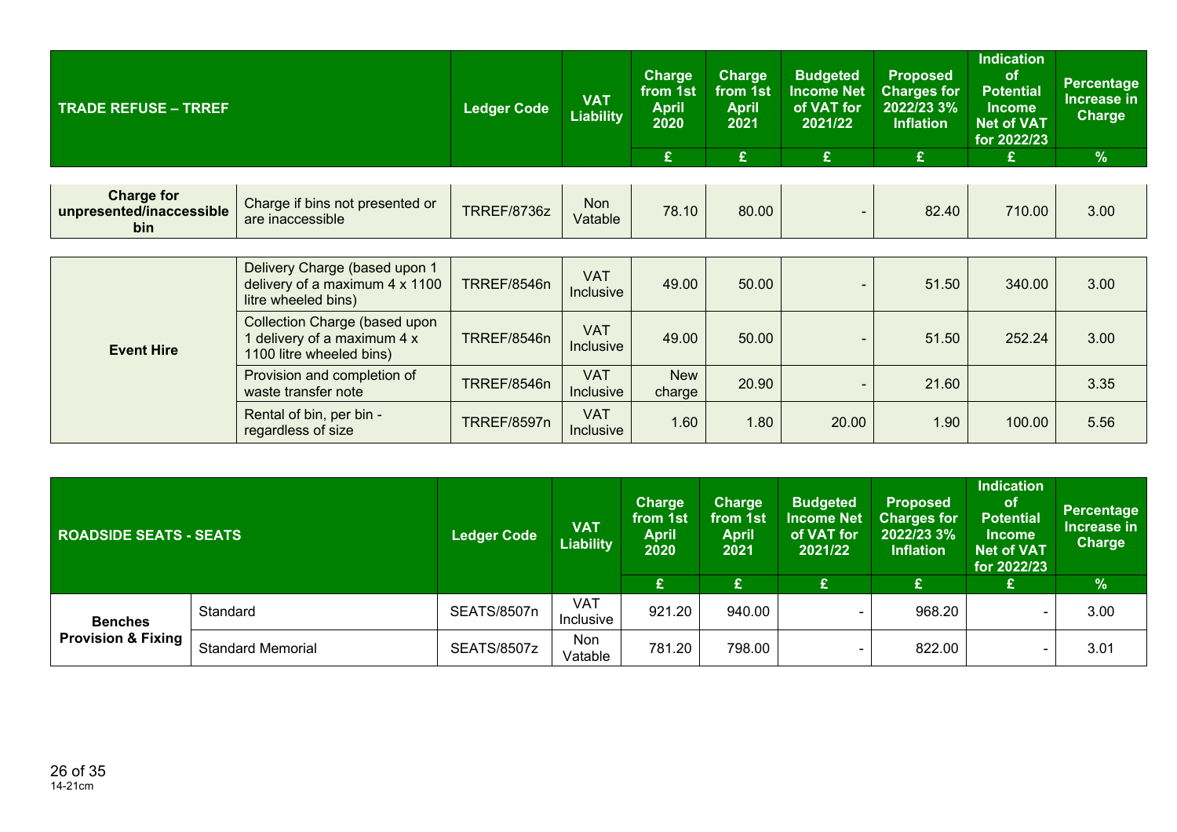| TRADE REFUSE – TRREF | | Ledger Code | VAT Liability | Charge from 1st April 2020 | Charge from 1st April 2021 | Budgeted Income Net of VAT for 2021/22 | Proposed Charges for 2022/23 3% Inflation | Indication of Potential Income Net of VAT for 2022/23 | Percentage Increase in Charge |
|---|---|---|---|---|---|---|---|---|---|
| | | | | £ | £ | £ | £ | £ | % |
| Charge for unpresented/inaccessible bin | Charge if bins not presented or are inaccessible | TRREF/8736z | Non Vatable | 78.10 | 80.00 | - | 82.40 | 710.00 | 3.00 |
| Event Hire | Delivery Charge (based upon 1 delivery of a maximum 4 x 1100 litre wheeled bins) | TRREF/8546n | VAT Inclusive | 49.00 | 50.00 | - | 51.50 | 340.00 | 3.00 |
| | Collection Charge (based upon 1 delivery of a maximum 4 x 1100 litre wheeled bins) | TRREF/8546n | VAT Inclusive | 49.00 | 50.00 | - | 51.50 | 252.24 | 3.00 |
| | Provision and completion of waste transfer note | TRREF/8546n | VAT Inclusive | New charge | 20.90 | - | 21.60 | | 3.35 |
| | Rental of bin, per bin - regardless of size | TRREF/8597n | VAT Inclusive | 1.60 | 1.80 | 20.00 | 1.90 | 100.00 | 5.56 |

| ROADSIDE SEATS - SEATS | | Ledger Code | VAT Liability | Charge from 1st April 2020 | Charge from 1st April 2021 | Budgeted Income Net of VAT for 2021/22 | Proposed Charges for 2022/23 3% Inflation | Indication of Potential Income Net of VAT for 2022/23 | Percentage Increase in Charge |
|---|---|---|---|---|---|---|---|---|---|
| | | | | £ | £ | £ | £ | £ | % |
| Benches Provision & Fixing | Standard | SEATS/8507n | VAT Inclusive | 921.20 | 940.00 | - | 968.20 | - | 3.00 |
| | Standard Memorial | SEATS/8507z | Non Vatable | 781.20 | 798.00 | - | 822.00 | - | 3.01 |

14-21cm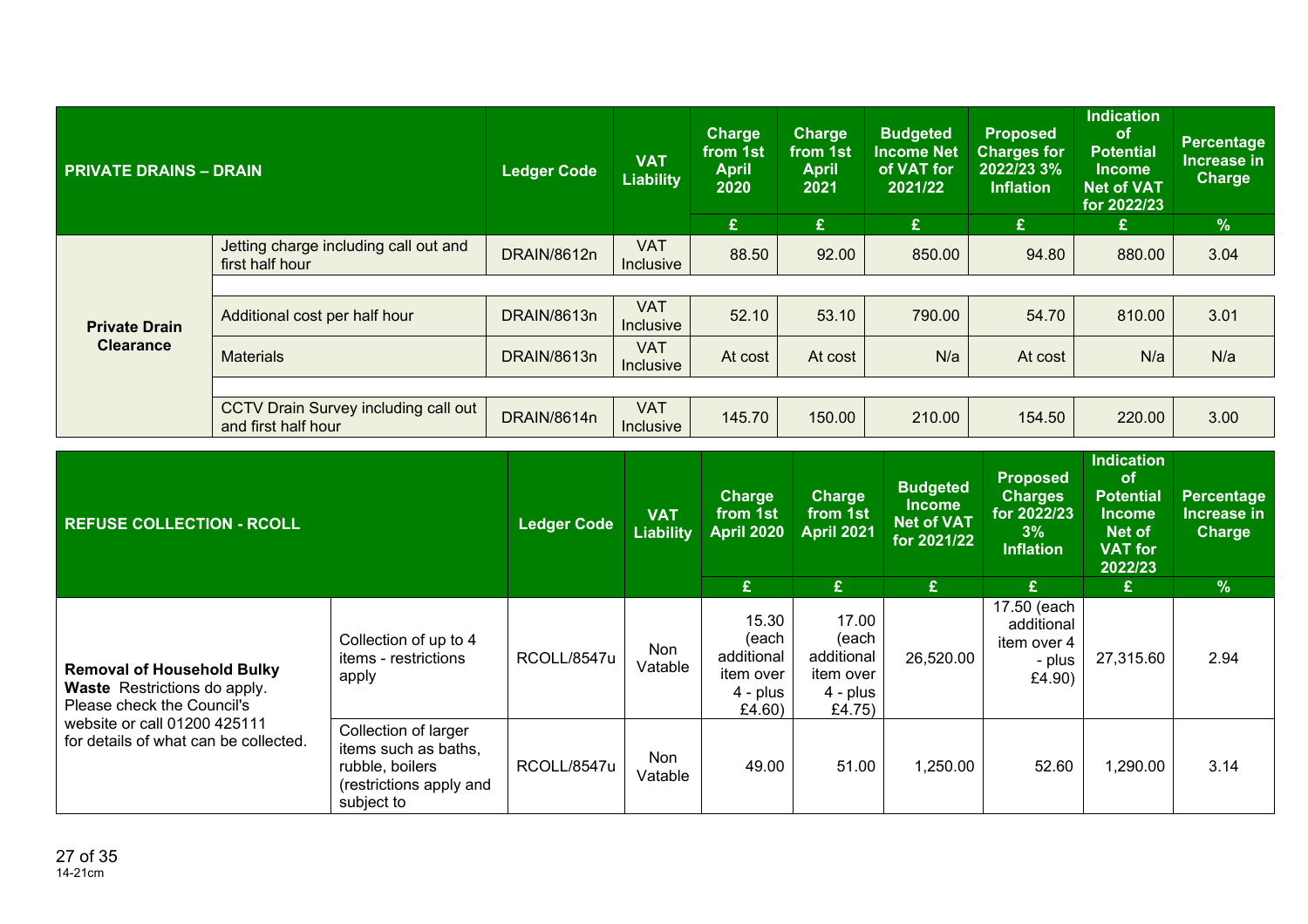| PRIVATE DRAINS – DRAIN | | Ledger Code | VAT Liability | Charge from 1st April 2020 | Charge from 1st April 2021 | Budgeted Income Net of VAT for 2021/22 | Proposed Charges for 2022/23 3% Inflation | Indication of Potential Income Net of VAT for 2022/23 | Percentage Increase in Charge |
|---|---|---|---|---|---|---|---|---|---|
| | | | | £ | £ | £ | £ | £ | % |
| Private Drain Clearance | Jetting charge including call out and first half hour | DRAIN/8612n | VAT Inclusive | 88.50 | 92.00 | 850.00 | 94.80 | 880.00 | 3.04 |
| | Additional cost per half hour | DRAIN/8613n | VAT Inclusive | 52.10 | 53.10 | 790.00 | 54.70 | 810.00 | 3.01 |
| | Materials | DRAIN/8613n | VAT Inclusive | At cost | At cost | N/a | At cost | N/a | N/a |
| | CCTV Drain Survey including call out and first half hour | DRAIN/8614n | VAT Inclusive | 145.70 | 150.00 | 210.00 | 154.50 | 220.00 | 3.00 |

| REFUSE COLLECTION - RCOLL | | Ledger Code | VAT Liability | Charge from 1st April 2020 | Charge from 1st April 2021 | Budgeted Income Net of VAT for 2021/22 | Proposed Charges for 2022/23 3% Inflation | Indication of Potential Income Net of VAT for 2022/23 | Percentage Increase in Charge |
|---|---|---|---|---|---|---|---|---|---|
| | | | | £ | £ | £ | £ | £ | % |
| **Removal of Household Bulky Waste** Restrictions do apply. Please check the Council's website or call 01200 425111 for details of what can be collected. | Collection of up to 4 items - restrictions apply | RCOLL/8547u | Non Vatable | 15.30 (each additional item over 4 - plus £4.60) | 17.00 (each additional item over 4 - plus £4.75) | 26,520.00 | 17.50 (each additional item over 4 - plus £4.90) | 27,315.60 | 2.94 |
| | Collection of larger items such as baths, rubble, boilers (restrictions apply and subject to | RCOLL/8547u | Non Vatable | 49.00 | 51.00 | 1,250.00 | 52.60 | 1,290.00 | 3.14 |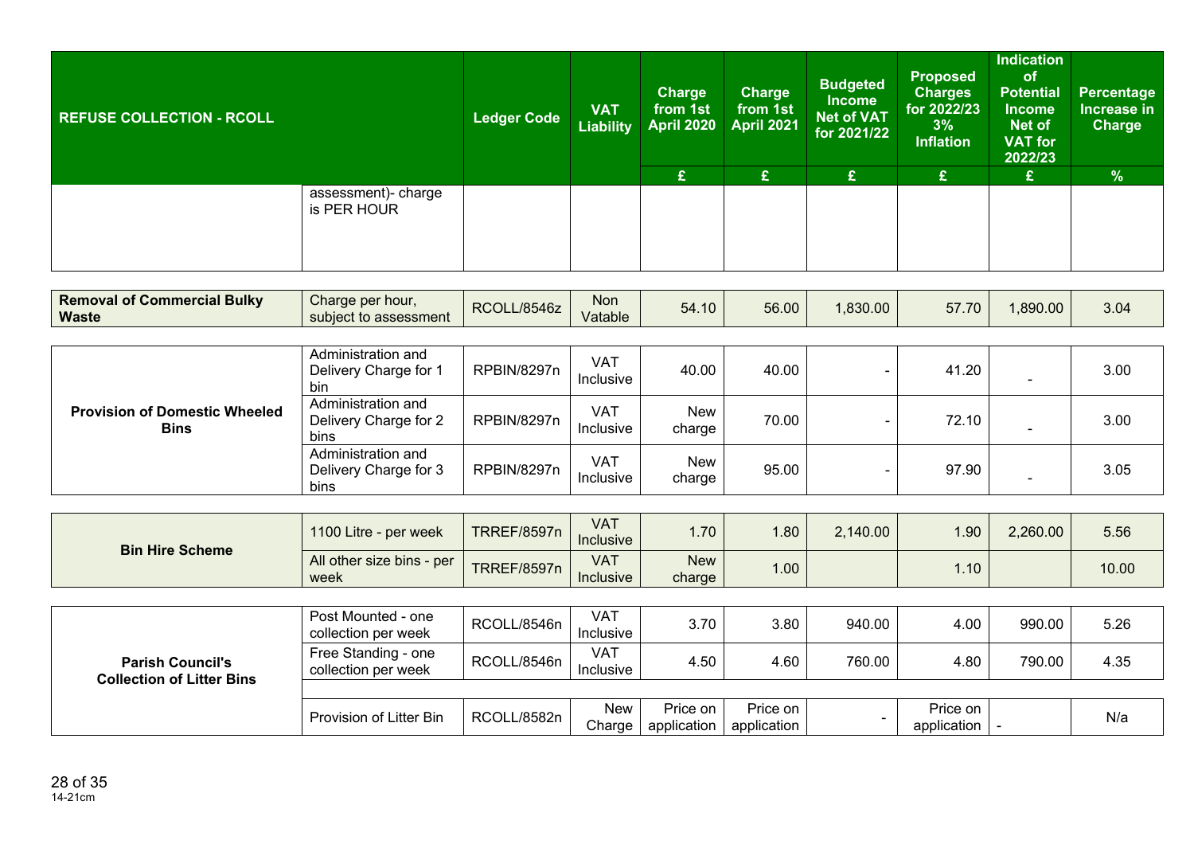| REFUSE COLLECTION - RCOLL | | Ledger Code | VAT Liability | Charge from 1st April 2020 | Charge from 1st April 2021 | Budgeted Income Net of VAT for 2021/22 | Proposed Charges for 2022/23 3% Inflation | Indication of Potential Income Net of VAT for 2022/23 | Percentage Increase in Charge |
|---|---|---|---|---|---|---|---|---|---|
| | | | | £ | £ | £ | £ | £ | % |
| | assessment)- charge is PER HOUR | | | | | | | | |
| **Removal of Commercial Bulky Waste** | Charge per hour, subject to assessment | RCOLL/8546z | Non Vatable | 54.10 | 56.00 | 1,830.00 | 57.70 | 1,890.00 | 3.04 |
| **Provision of Domestic Wheeled Bins** | Administration and Delivery Charge for 1 bin | RPBIN/8297n | VAT Inclusive | 40.00 | 40.00 | - | 41.20 | - | 3.00 |
| | Administration and Delivery Charge for 2 bins | RPBIN/8297n | VAT Inclusive | New charge | 70.00 | - | 72.10 | - | 3.00 |
| | Administration and Delivery Charge for 3 bins | RPBIN/8297n | VAT Inclusive | New charge | 95.00 | - | 97.90 | - | 3.05 |
| **Bin Hire Scheme** | 1100 Litre - per week | TRREF/8597n | VAT Inclusive | 1.70 | 1.80 | 2,140.00 | 1.90 | 2,260.00 | 5.56 |
| | All other size bins - per week | TRREF/8597n | VAT Inclusive | New charge | 1.00 | | 1.10 | | 10.00 |
| **Parish Council's Collection of Litter Bins** | Post Mounted - one collection per week | RCOLL/8546n | VAT Inclusive | 3.70 | 3.80 | 940.00 | 4.00 | 990.00 | 5.26 |
| | Free Standing - one collection per week | RCOLL/8546n | VAT Inclusive | 4.50 | 4.60 | 760.00 | 4.80 | 790.00 | 4.35 |
| | Provision of Litter Bin | RCOLL/8582n | New Charge | Price on application | Price on application | - | Price on application | - | N/a |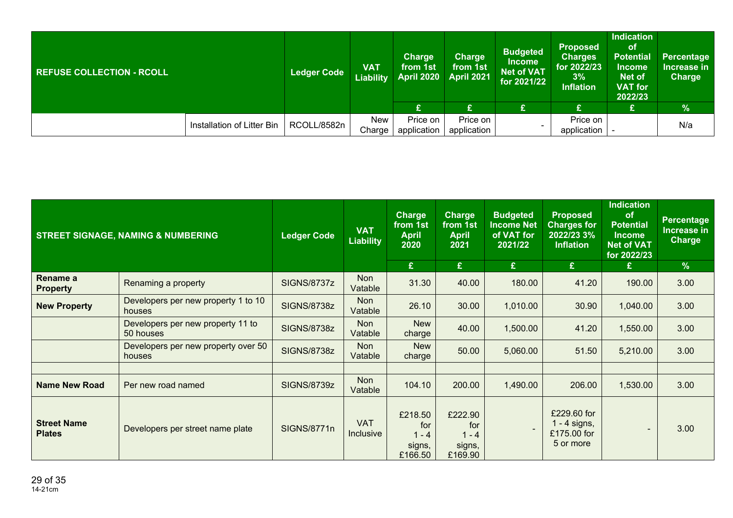| REFUSE COLLECTION - RCOLL | | Ledger Code | VAT Liability | Charge from 1st April 2020 | Charge from 1st April 2021 | Budgeted Income Net of VAT for 2021/22 | Proposed Charges for 2022/23 3% Inflation | Indication of Potential Income Net of VAT for 2022/23 | Percentage Increase in Charge |
|---|---|---|---|---|---|---|---|---|---|
| | | | | £ | £ | £ | £ | £ | % |
| | Installation of Litter Bin | RCOLL/8582n | New Charge | Price on application | Price on application | - | Price on application | - | N/a |

| STREET SIGNAGE, NAMING & NUMBERING | | Ledger Code | VAT Liability | Charge from 1st April 2020 | Charge from 1st April 2021 | Budgeted Income Net of VAT for 2021/22 | Proposed Charges for 2022/23 3% Inflation | Indication of Potential Income Net of VAT for 2022/23 | Percentage Increase in Charge |
|---|---|---|---|---|---|---|---|---|---|
| | | | | £ | £ | £ | £ | £ | % |
| **Rename a Property** | Renaming a property | SIGNS/8737z | Non Vatable | 31.30 | 40.00 | 180.00 | 41.20 | 190.00 | 3.00 |
| **New Property** | Developers per new property 1 to 10 houses | SIGNS/8738z | Non Vatable | 26.10 | 30.00 | 1,010.00 | 30.90 | 1,040.00 | 3.00 |
| | Developers per new property 11 to 50 houses | SIGNS/8738z | Non Vatable | New charge | 40.00 | 1,500.00 | 41.20 | 1,550.00 | 3.00 |
| | Developers per new property over 50 houses | SIGNS/8738z | Non Vatable | New charge | 50.00 | 5,060.00 | 51.50 | 5,210.00 | 3.00 |
| | | | | | | | | | |
| **Name New Road** | Per new road named | SIGNS/8739z | Non Vatable | 104.10 | 200.00 | 1,490.00 | 206.00 | 1,530.00 | 3.00 |
| **Street Name Plates** | Developers per street name plate | SIGNS/8771n | VAT Inclusive | £218.50 for 1 - 4 signs, £166.50 | £222.90 for 1 - 4 signs, £169.90 | - | £229.60 for 1 - 4 signs, £175.00 for 5 or more | - | 3.00 |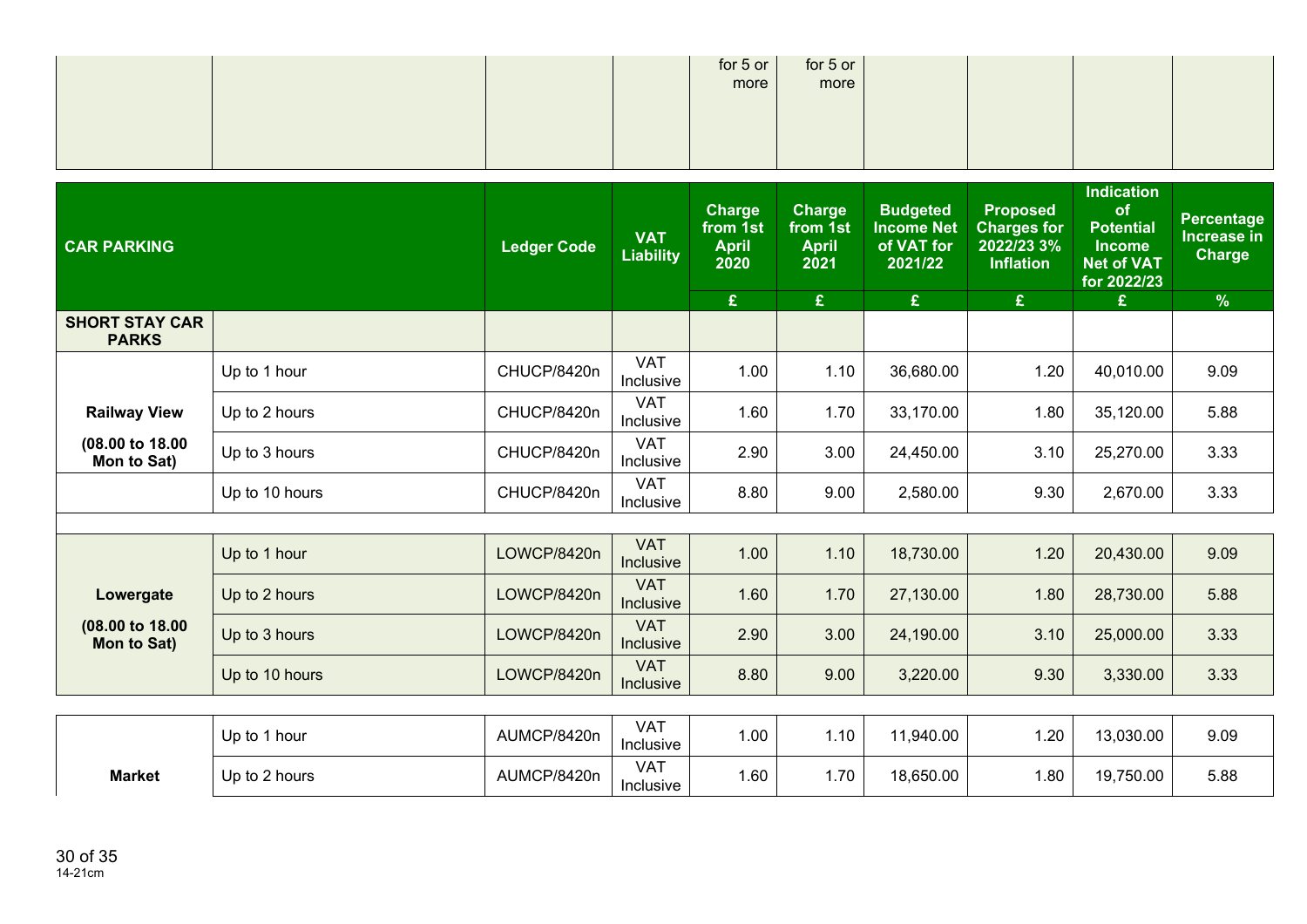| | | | | for 5 or more | for 5 or more | | | | |
|---|---|---|---|---|---|---|---|---|---|

| CAR PARKING | | Ledger Code | VAT Liability | Charge from 1st April 2020 | Charge from 1st April 2021 | Budgeted Income Net of VAT for 2021/22 | Proposed Charges for 2022/23 3% Inflation | Indication of Potential Income Net of VAT for 2022/23 | Percentage Increase in Charge |
|---|---|---|---|---|---|---|---|---|---|
| | | | | £ | £ | £ | £ | £ | % |
| **SHORT STAY CAR PARKS** | | | | | | | | | |
| **Railway View (08.00 to 18.00 Mon to Sat)** | Up to 1 hour | CHUCP/8420n | VAT Inclusive | 1.00 | 1.10 | 36,680.00 | 1.20 | 40,010.00 | 9.09 |
| | Up to 2 hours | CHUCP/8420n | VAT Inclusive | 1.60 | 1.70 | 33,170.00 | 1.80 | 35,120.00 | 5.88 |
| | Up to 3 hours | CHUCP/8420n | VAT Inclusive | 2.90 | 3.00 | 24,450.00 | 3.10 | 25,270.00 | 3.33 |
| | Up to 10 hours | CHUCP/8420n | VAT Inclusive | 8.80 | 9.00 | 2,580.00 | 9.30 | 2,670.00 | 3.33 |
| **Lowergate (08.00 to 18.00 Mon to Sat)** | Up to 1 hour | LOWCP/8420n | VAT Inclusive | 1.00 | 1.10 | 18,730.00 | 1.20 | 20,430.00 | 9.09 |
| | Up to 2 hours | LOWCP/8420n | VAT Inclusive | 1.60 | 1.70 | 27,130.00 | 1.80 | 28,730.00 | 5.88 |
| | Up to 3 hours | LOWCP/8420n | VAT Inclusive | 2.90 | 3.00 | 24,190.00 | 3.10 | 25,000.00 | 3.33 |
| | Up to 10 hours | LOWCP/8420n | VAT Inclusive | 8.80 | 9.00 | 3,220.00 | 9.30 | 3,330.00 | 3.33 |
| **Market** | Up to 1 hour | AUMCP/8420n | VAT Inclusive | 1.00 | 1.10 | 11,940.00 | 1.20 | 13,030.00 | 9.09 |
| | Up to 2 hours | AUMCP/8420n | VAT Inclusive | 1.60 | 1.70 | 18,650.00 | 1.80 | 19,750.00 | 5.88 |

14-21cm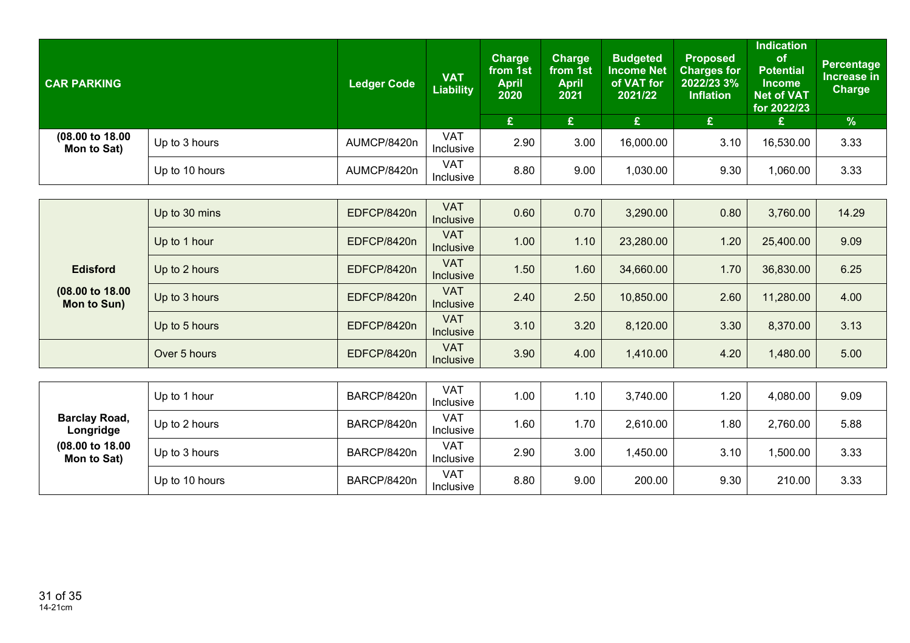| CAR PARKING | | Ledger Code | VAT Liability | Charge from 1st April 2020 | Charge from 1st April 2021 | Budgeted Income Net of VAT for 2021/22 | Proposed Charges for 2022/23 3% Inflation | Indication of Potential Income Net of VAT for 2022/23 | Percentage Increase in Charge |
|---|---|---|---|---|---|---|---|---|---|
| | | | | £ | £ | £ | £ | £ | % |
| **(08.00 to 18.00 Mon to Sat)** | Up to 3 hours | AUMCP/8420n | VAT Inclusive | 2.90 | 3.00 | 16,000.00 | 3.10 | 16,530.00 | 3.33 |
| | Up to 10 hours | AUMCP/8420n | VAT Inclusive | 8.80 | 9.00 | 1,030.00 | 9.30 | 1,060.00 | 3.33 |
| **Edisford (08.00 to 18.00 Mon to Sun)** | Up to 30 mins | EDFCP/8420n | VAT Inclusive | 0.60 | 0.70 | 3,290.00 | 0.80 | 3,760.00 | 14.29 |
| | Up to 1 hour | EDFCP/8420n | VAT Inclusive | 1.00 | 1.10 | 23,280.00 | 1.20 | 25,400.00 | 9.09 |
| | Up to 2 hours | EDFCP/8420n | VAT Inclusive | 1.50 | 1.60 | 34,660.00 | 1.70 | 36,830.00 | 6.25 |
| | Up to 3 hours | EDFCP/8420n | VAT Inclusive | 2.40 | 2.50 | 10,850.00 | 2.60 | 11,280.00 | 4.00 |
| | Up to 5 hours | EDFCP/8420n | VAT Inclusive | 3.10 | 3.20 | 8,120.00 | 3.30 | 8,370.00 | 3.13 |
| | Over 5 hours | EDFCP/8420n | VAT Inclusive | 3.90 | 4.00 | 1,410.00 | 4.20 | 1,480.00 | 5.00 |
| **Barclay Road, Longridge (08.00 to 18.00 Mon to Sat)** | Up to 1 hour | BARCP/8420n | VAT Inclusive | 1.00 | 1.10 | 3,740.00 | 1.20 | 4,080.00 | 9.09 |
| | Up to 2 hours | BARCP/8420n | VAT Inclusive | 1.60 | 1.70 | 2,610.00 | 1.80 | 2,760.00 | 5.88 |
| | Up to 3 hours | BARCP/8420n | VAT Inclusive | 2.90 | 3.00 | 1,450.00 | 3.10 | 1,500.00 | 3.33 |
| | Up to 10 hours | BARCP/8420n | VAT Inclusive | 8.80 | 9.00 | 200.00 | 9.30 | 210.00 | 3.33 |

14-21cm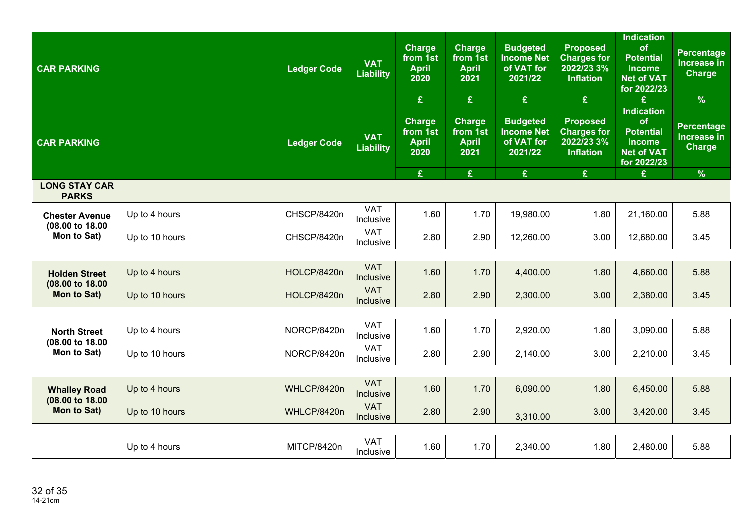| CAR PARKING | | Ledger Code | VAT Liability | Charge from 1st April 2020 | Charge from 1st April 2021 | Budgeted Income Net of VAT for 2021/22 | Proposed Charges for 2022/23 3% Inflation | Indication of Potential Income Net of VAT for 2022/23 | Percentage Increase in Charge |
|---|---|---|---|---|---|---|---|---|---|
| | | | | £ | £ | £ | £ | £ | % |
| CAR PARKING | | Ledger Code | VAT Liability | Charge from 1st April 2020 | Charge from 1st April 2021 | Budgeted Income Net of VAT for 2021/22 | Proposed Charges for 2022/23 3% Inflation | Indication of Potential Income Net of VAT for 2022/23 | Percentage Increase in Charge |
| | | | | £ | £ | £ | £ | £ | % |
| **LONG STAY CAR PARKS** | | | | | | | | | |
| **Chester Avenue (08.00 to 18.00 Mon to Sat)** | Up to 4 hours | CHSCP/8420n | VAT Inclusive | 1.60 | 1.70 | 19,980.00 | 1.80 | 21,160.00 | 5.88 |
| | Up to 10 hours | CHSCP/8420n | VAT Inclusive | 2.80 | 2.90 | 12,260.00 | 3.00 | 12,680.00 | 3.45 |
| **Holden Street (08.00 to 18.00 Mon to Sat)** | Up to 4 hours | HOLCP/8420n | VAT Inclusive | 1.60 | 1.70 | 4,400.00 | 1.80 | 4,660.00 | 5.88 |
| | Up to 10 hours | HOLCP/8420n | VAT Inclusive | 2.80 | 2.90 | 2,300.00 | 3.00 | 2,380.00 | 3.45 |
| **North Street (08.00 to 18.00 Mon to Sat)** | Up to 4 hours | NORCP/8420n | VAT Inclusive | 1.60 | 1.70 | 2,920.00 | 1.80 | 3,090.00 | 5.88 |
| | Up to 10 hours | NORCP/8420n | VAT Inclusive | 2.80 | 2.90 | 2,140.00 | 3.00 | 2,210.00 | 3.45 |
| **Whalley Road (08.00 to 18.00 Mon to Sat)** | Up to 4 hours | WHLCP/8420n | VAT Inclusive | 1.60 | 1.70 | 6,090.00 | 1.80 | 6,450.00 | 5.88 |
| | Up to 10 hours | WHLCP/8420n | VAT Inclusive | 2.80 | 2.90 | 3,310.00 | 3.00 | 3,420.00 | 3.45 |
| | Up to 4 hours | MITCP/8420n | VAT Inclusive | 1.60 | 1.70 | 2,340.00 | 1.80 | 2,480.00 | 5.88 |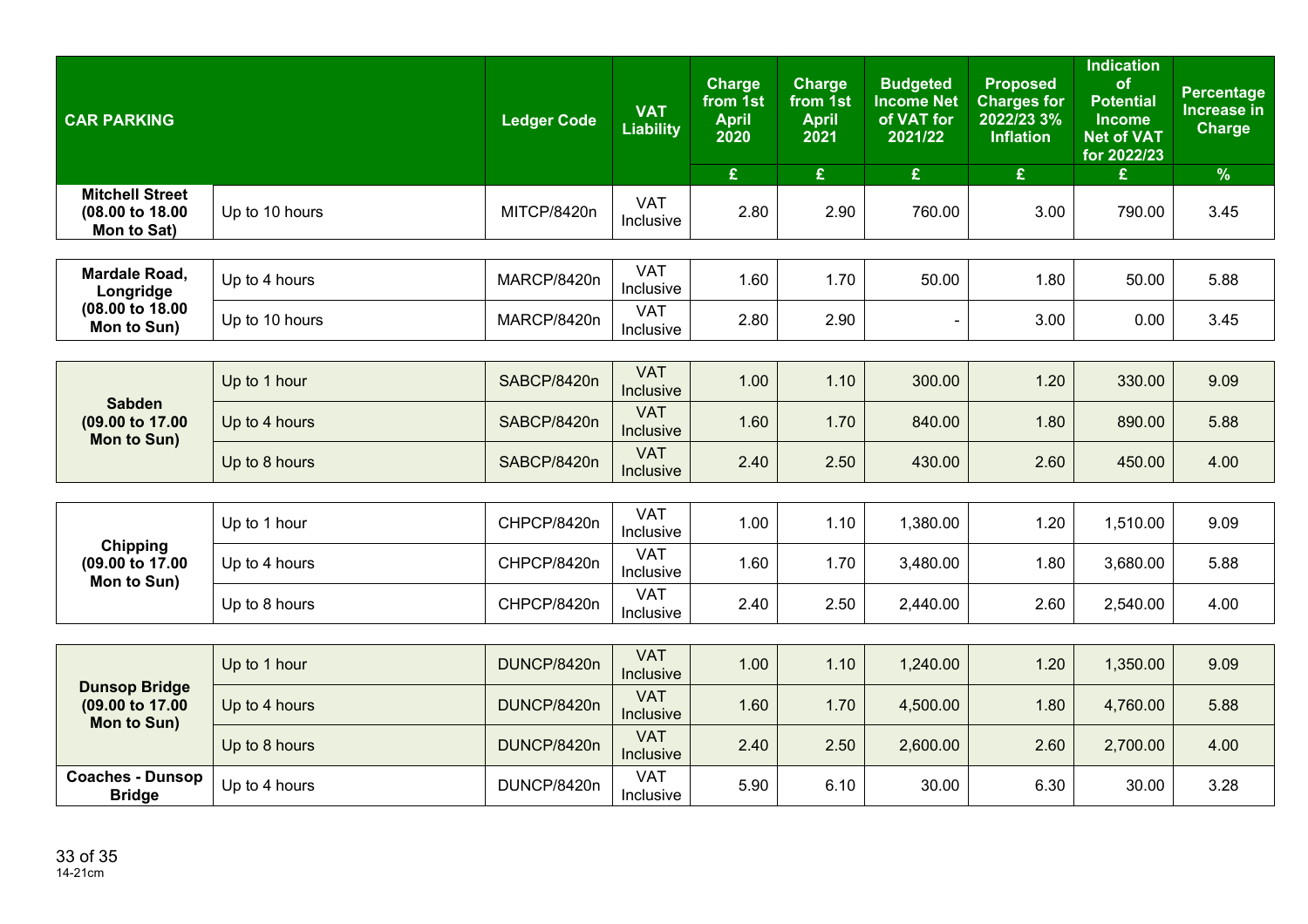| CAR PARKING | | Ledger Code | VAT Liability | Charge from 1st April 2020 | Charge from 1st April 2021 | Budgeted Income Net of VAT for 2021/22 | Proposed Charges for 2022/23 3% Inflation | Indication of Potential Income Net of VAT for 2022/23 | Percentage Increase in Charge |
|---|---|---|---|---|---|---|---|---|---|
| | | | | £ | £ | £ | £ | £ | % |
| **Mitchell Street (08.00 to 18.00 Mon to Sat)** | Up to 10 hours | MITCP/8420n | VAT Inclusive | 2.80 | 2.90 | 760.00 | 3.00 | 790.00 | 3.45 |
| **Mardale Road, Longridge (08.00 to 18.00 Mon to Sun)** | Up to 4 hours | MARCP/8420n | VAT Inclusive | 1.60 | 1.70 | 50.00 | 1.80 | 50.00 | 5.88 |
| | Up to 10 hours | MARCP/8420n | VAT Inclusive | 2.80 | 2.90 | - | 3.00 | 0.00 | 3.45 |
| **Sabden (09.00 to 17.00 Mon to Sun)** | Up to 1 hour | SABCP/8420n | VAT Inclusive | 1.00 | 1.10 | 300.00 | 1.20 | 330.00 | 9.09 |
| | Up to 4 hours | SABCP/8420n | VAT Inclusive | 1.60 | 1.70 | 840.00 | 1.80 | 890.00 | 5.88 |
| | Up to 8 hours | SABCP/8420n | VAT Inclusive | 2.40 | 2.50 | 430.00 | 2.60 | 450.00 | 4.00 |
| **Chipping (09.00 to 17.00 Mon to Sun)** | Up to 1 hour | CHPCP/8420n | VAT Inclusive | 1.00 | 1.10 | 1,380.00 | 1.20 | 1,510.00 | 9.09 |
| | Up to 4 hours | CHPCP/8420n | VAT Inclusive | 1.60 | 1.70 | 3,480.00 | 1.80 | 3,680.00 | 5.88 |
| | Up to 8 hours | CHPCP/8420n | VAT Inclusive | 2.40 | 2.50 | 2,440.00 | 2.60 | 2,540.00 | 4.00 |
| **Dunsop Bridge (09.00 to 17.00 Mon to Sun)** | Up to 1 hour | DUNCP/8420n | VAT Inclusive | 1.00 | 1.10 | 1,240.00 | 1.20 | 1,350.00 | 9.09 |
| | Up to 4 hours | DUNCP/8420n | VAT Inclusive | 1.60 | 1.70 | 4,500.00 | 1.80 | 4,760.00 | 5.88 |
| | Up to 8 hours | DUNCP/8420n | VAT Inclusive | 2.40 | 2.50 | 2,600.00 | 2.60 | 2,700.00 | 4.00 |
| **Coaches - Dunsop Bridge** | Up to 4 hours | DUNCP/8420n | VAT Inclusive | 5.90 | 6.10 | 30.00 | 6.30 | 30.00 | 3.28 |

14-21cm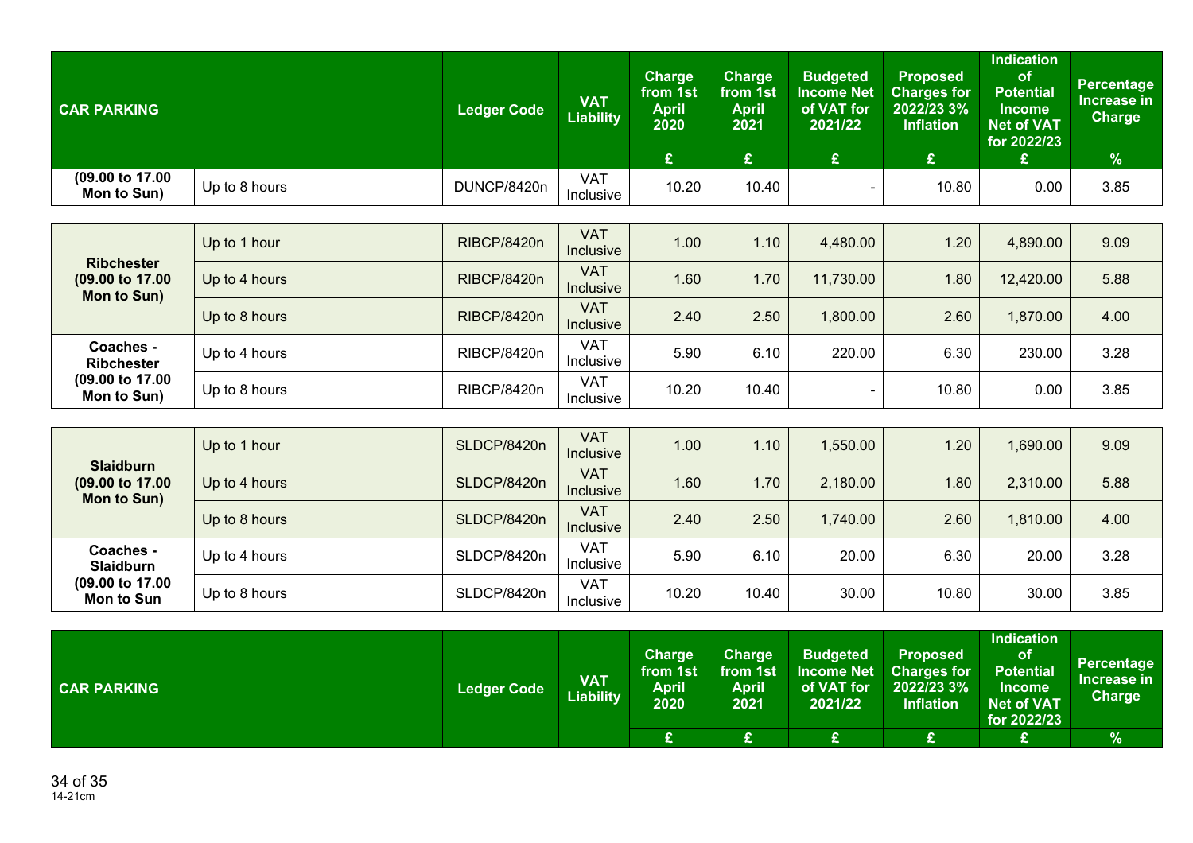| CAR PARKING | | Ledger Code | VAT Liability | Charge from 1st April 2020 | Charge from 1st April 2021 | Budgeted Income Net of VAT for 2021/22 | Proposed Charges for 2022/23 3% Inflation | Indication of Potential Income Net of VAT for 2022/23 | Percentage Increase in Charge |
|---|---|---|---|---|---|---|---|---|---|
| | | | | £ | £ | £ | £ | £ | % |
| (09.00 to 17.00 Mon to Sun) | Up to 8 hours | DUNCP/8420n | VAT Inclusive | 10.20 | 10.40 | - | 10.80 | 0.00 | 3.85 |
| Ribchester (09.00 to 17.00 Mon to Sun) | Up to 1 hour | RIBCP/8420n | VAT Inclusive | 1.00 | 1.10 | 4,480.00 | 1.20 | 4,890.00 | 9.09 |
| | Up to 4 hours | RIBCP/8420n | VAT Inclusive | 1.60 | 1.70 | 11,730.00 | 1.80 | 12,420.00 | 5.88 |
| | Up to 8 hours | RIBCP/8420n | VAT Inclusive | 2.40 | 2.50 | 1,800.00 | 2.60 | 1,870.00 | 4.00 |
| Coaches - Ribchester (09.00 to 17.00 Mon to Sun) | Up to 4 hours | RIBCP/8420n | VAT Inclusive | 5.90 | 6.10 | 220.00 | 6.30 | 230.00 | 3.28 |
| | Up to 8 hours | RIBCP/8420n | VAT Inclusive | 10.20 | 10.40 | - | 10.80 | 0.00 | 3.85 |
| Slaidburn (09.00 to 17.00 Mon to Sun) | Up to 1 hour | SLDCP/8420n | VAT Inclusive | 1.00 | 1.10 | 1,550.00 | 1.20 | 1,690.00 | 9.09 |
| | Up to 4 hours | SLDCP/8420n | VAT Inclusive | 1.60 | 1.70 | 2,180.00 | 1.80 | 2,310.00 | 5.88 |
| | Up to 8 hours | SLDCP/8420n | VAT Inclusive | 2.40 | 2.50 | 1,740.00 | 2.60 | 1,810.00 | 4.00 |
| Coaches - Slaidburn (09.00 to 17.00 Mon to Sun | Up to 4 hours | SLDCP/8420n | VAT Inclusive | 5.90 | 6.10 | 20.00 | 6.30 | 20.00 | 3.28 |
| | Up to 8 hours | SLDCP/8420n | VAT Inclusive | 10.20 | 10.40 | 30.00 | 10.80 | 30.00 | 3.85 |

| CAR PARKING | | Ledger Code | VAT Liability | Charge from 1st April 2020 | Charge from 1st April 2021 | Budgeted Income Net of VAT for 2021/22 | Proposed Charges for 2022/23 3% Inflation | Indication of Potential Income Net of VAT for 2022/23 | Percentage Increase in Charge |
|---|---|---|---|---|---|---|---|---|---|
| | | | | £ | £ | £ | £ | £ | % |

14-21cm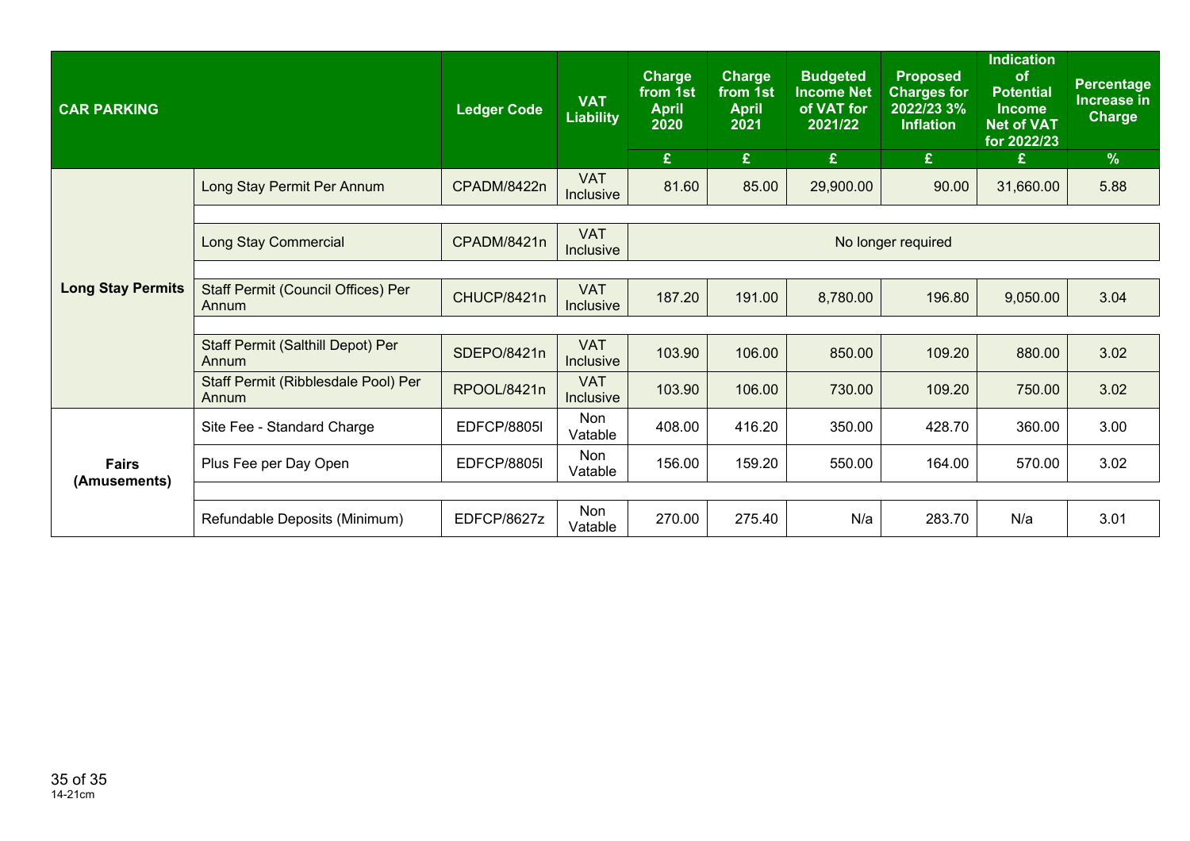| CAR PARKING | | Ledger Code | VAT Liability | Charge from 1st April 2020 | Charge from 1st April 2021 | Budgeted Income Net of VAT for 2021/22 | Proposed Charges for 2022/23 3% Inflation | Indication of Potential Income Net of VAT for 2022/23 | Percentage Increase in Charge |
|---|---|---|---|---|---|---|---|---|---|
| | | | | £ | £ | £ | £ | £ | % |
| Long Stay Permits | Long Stay Permit Per Annum | CPADM/8422n | VAT Inclusive | 81.60 | 85.00 | 29,900.00 | 90.00 | 31,660.00 | 5.88 |
| | Long Stay Commercial | CPADM/8421n | VAT Inclusive | No longer required | | | | | |
| | Staff Permit (Council Offices) Per Annum | CHUCP/8421n | VAT Inclusive | 187.20 | 191.00 | 8,780.00 | 196.80 | 9,050.00 | 3.04 |
| | Staff Permit (Salthill Depot) Per Annum | SDEPO/8421n | VAT Inclusive | 103.90 | 106.00 | 850.00 | 109.20 | 880.00 | 3.02 |
| | Staff Permit (Ribblesdale Pool) Per Annum | RPOOL/8421n | VAT Inclusive | 103.90 | 106.00 | 730.00 | 109.20 | 750.00 | 3.02 |
| Fairs (Amusements) | Site Fee - Standard Charge | EDFCP/8805l | Non Vatable | 408.00 | 416.20 | 350.00 | 428.70 | 360.00 | 3.00 |
| | Plus Fee per Day Open | EDFCP/8805l | Non Vatable | 156.00 | 159.20 | 550.00 | 164.00 | 570.00 | 3.02 |
| | Refundable Deposits (Minimum) | EDFCP/8627z | Non Vatable | 270.00 | 275.40 | N/a | 283.70 | N/a | 3.01 |

14-21cm